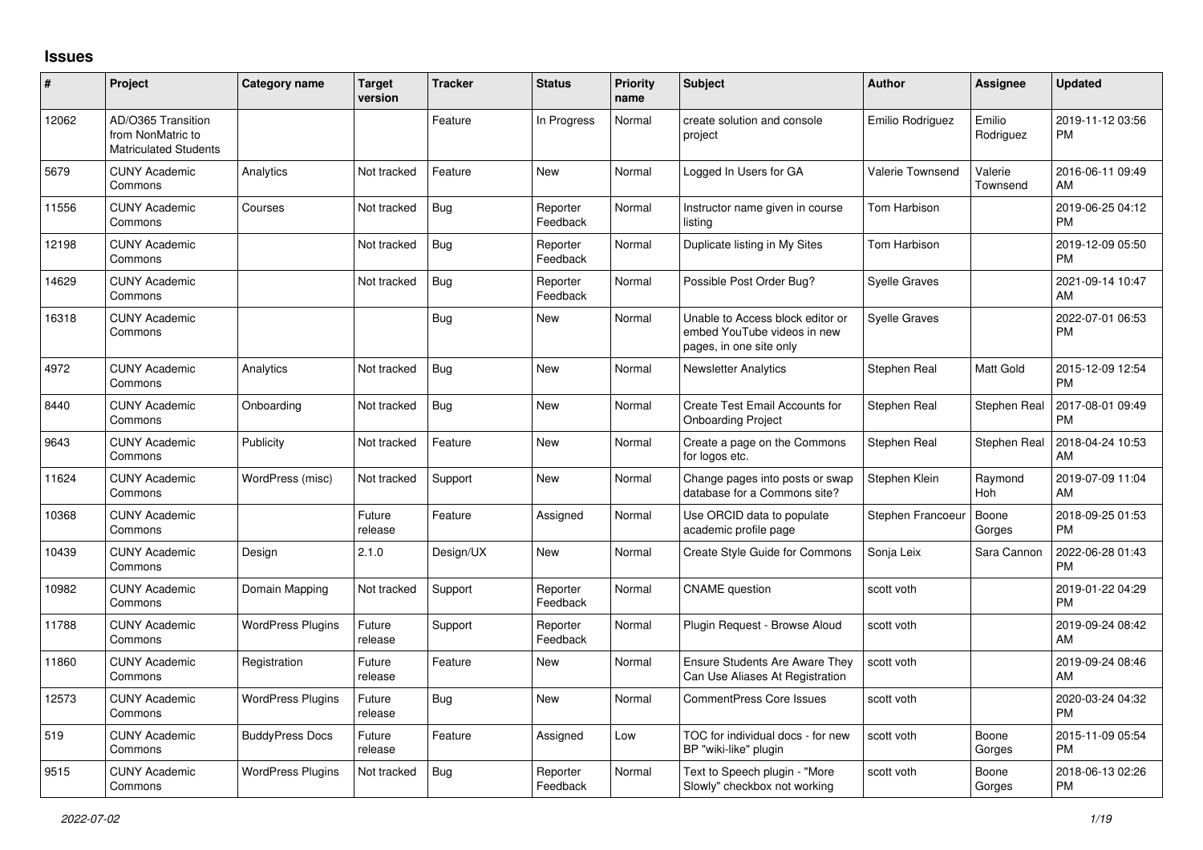## Issues

| # | Project | Category name | Target version | Tracker | Status | Priority name | Subject | Author | Assignee | Updated |
|---|---|---|---|---|---|---|---|---|---|---|
| 12062 | AD/O365 Transition from NonMatric to Matriculated Students | | | Feature | In Progress | Normal | create solution and console project | Emilio Rodriguez | Emilio Rodriguez | 2019-11-12 03:56 PM |
| 5679 | CUNY Academic Commons | Analytics | Not tracked | Feature | New | Normal | Logged In Users for GA | Valerie Townsend | Valerie Townsend | 2016-06-11 09:49 AM |
| 11556 | CUNY Academic Commons | Courses | Not tracked | Bug | Reporter Feedback | Normal | Instructor name given in course listing | Tom Harbison | | 2019-06-25 04:12 PM |
| 12198 | CUNY Academic Commons | | Not tracked | Bug | Reporter Feedback | Normal | Duplicate listing in My Sites | Tom Harbison | | 2019-12-09 05:50 PM |
| 14629 | CUNY Academic Commons | | Not tracked | Bug | Reporter Feedback | Normal | Possible Post Order Bug? | Syelle Graves | | 2021-09-14 10:47 AM |
| 16318 | CUNY Academic Commons | | | Bug | New | Normal | Unable to Access block editor or embed YouTube videos in new pages, in one site only | Syelle Graves | | 2022-07-01 06:53 PM |
| 4972 | CUNY Academic Commons | Analytics | Not tracked | Bug | New | Normal | Newsletter Analytics | Stephen Real | Matt Gold | 2015-12-09 12:54 PM |
| 8440 | CUNY Academic Commons | Onboarding | Not tracked | Bug | New | Normal | Create Test Email Accounts for Onboarding Project | Stephen Real | Stephen Real | 2017-08-01 09:49 PM |
| 9643 | CUNY Academic Commons | Publicity | Not tracked | Feature | New | Normal | Create a page on the Commons for logos etc. | Stephen Real | Stephen Real | 2018-04-24 10:53 AM |
| 11624 | CUNY Academic Commons | WordPress (misc) | Not tracked | Support | New | Normal | Change pages into posts or swap database for a Commons site? | Stephen Klein | Raymond Hoh | 2019-07-09 11:04 AM |
| 10368 | CUNY Academic Commons | | Future release | Feature | Assigned | Normal | Use ORCID data to populate academic profile page | Stephen Francoeur | Boone Gorges | 2018-09-25 01:53 PM |
| 10439 | CUNY Academic Commons | Design | 2.1.0 | Design/UX | New | Normal | Create Style Guide for Commons | Sonja Leix | Sara Cannon | 2022-06-28 01:43 PM |
| 10982 | CUNY Academic Commons | Domain Mapping | Not tracked | Support | Reporter Feedback | Normal | CNAME question | scott voth | | 2019-01-22 04:29 PM |
| 11788 | CUNY Academic Commons | WordPress Plugins | Future release | Support | Reporter Feedback | Normal | Plugin Request - Browse Aloud | scott voth | | 2019-09-24 08:42 AM |
| 11860 | CUNY Academic Commons | Registration | Future release | Feature | New | Normal | Ensure Students Are Aware They Can Use Aliases At Registration | scott voth | | 2019-09-24 08:46 AM |
| 12573 | CUNY Academic Commons | WordPress Plugins | Future release | Bug | New | Normal | CommentPress Core Issues | scott voth | | 2020-03-24 04:32 PM |
| 519 | CUNY Academic Commons | BuddyPress Docs | Future release | Feature | Assigned | Low | TOC for individual docs - for new BP "wiki-like" plugin | scott voth | Boone Gorges | 2015-11-09 05:54 PM |
| 9515 | CUNY Academic Commons | WordPress Plugins | Not tracked | Bug | Reporter Feedback | Normal | Text to Speech plugin - "More Slowly" checkbox not working | scott voth | Boone Gorges | 2018-06-13 02:26 PM |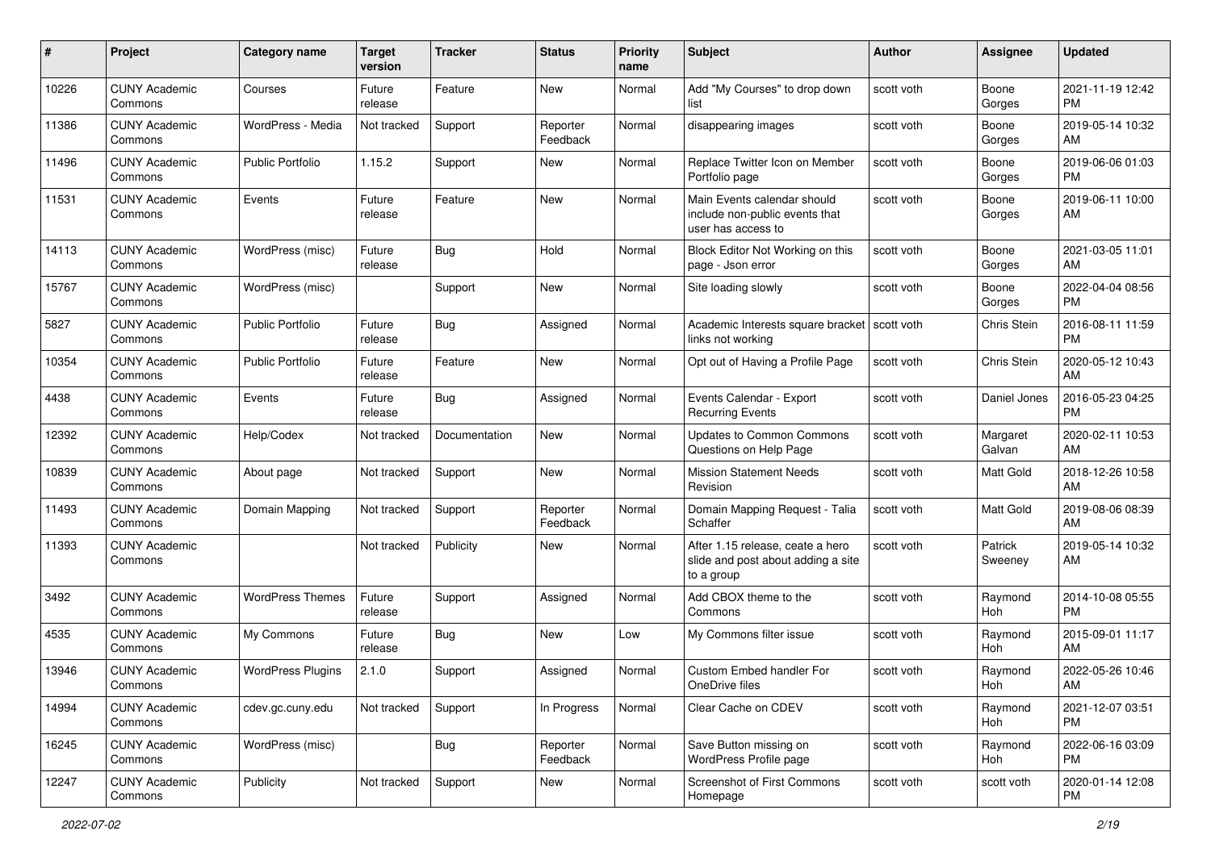| # | Project | Category name | Target version | Tracker | Status | Priority name | Subject | Author | Assignee | Updated |
|---|---|---|---|---|---|---|---|---|---|---|
| 10226 | CUNY Academic Commons | Courses | Future release | Feature | New | Normal | Add "My Courses" to drop down list | scott voth | Boone Gorges | 2021-11-19 12:42 PM |
| 11386 | CUNY Academic Commons | WordPress - Media | Not tracked | Support | Reporter Feedback | Normal | disappearing images | scott voth | Boone Gorges | 2019-05-14 10:32 AM |
| 11496 | CUNY Academic Commons | Public Portfolio | 1.15.2 | Support | New | Normal | Replace Twitter Icon on Member Portfolio page | scott voth | Boone Gorges | 2019-06-06 01:03 PM |
| 11531 | CUNY Academic Commons | Events | Future release | Feature | New | Normal | Main Events calendar should include non-public events that user has access to | scott voth | Boone Gorges | 2019-06-11 10:00 AM |
| 14113 | CUNY Academic Commons | WordPress (misc) | Future release | Bug | Hold | Normal | Block Editor Not Working on this page - Json error | scott voth | Boone Gorges | 2021-03-05 11:01 AM |
| 15767 | CUNY Academic Commons | WordPress (misc) | | Support | New | Normal | Site loading slowly | scott voth | Boone Gorges | 2022-04-04 08:56 PM |
| 5827 | CUNY Academic Commons | Public Portfolio | Future release | Bug | Assigned | Normal | Academic Interests square bracket links not working | scott voth | Chris Stein | 2016-08-11 11:59 PM |
| 10354 | CUNY Academic Commons | Public Portfolio | Future release | Feature | New | Normal | Opt out of Having a Profile Page | scott voth | Chris Stein | 2020-05-12 10:43 AM |
| 4438 | CUNY Academic Commons | Events | Future release | Bug | Assigned | Normal | Events Calendar - Export Recurring Events | scott voth | Daniel Jones | 2016-05-23 04:25 PM |
| 12392 | CUNY Academic Commons | Help/Codex | Not tracked | Documentation | New | Normal | Updates to Common Commons Questions on Help Page | scott voth | Margaret Galvan | 2020-02-11 10:53 AM |
| 10839 | CUNY Academic Commons | About page | Not tracked | Support | New | Normal | Mission Statement Needs Revision | scott voth | Matt Gold | 2018-12-26 10:58 AM |
| 11493 | CUNY Academic Commons | Domain Mapping | Not tracked | Support | Reporter Feedback | Normal | Domain Mapping Request - Talia Schaffer | scott voth | Matt Gold | 2019-08-06 08:39 AM |
| 11393 | CUNY Academic Commons | | Not tracked | Publicity | New | Normal | After 1.15 release, ceate a hero slide and post about adding a site to a group | scott voth | Patrick Sweeney | 2019-05-14 10:32 AM |
| 3492 | CUNY Academic Commons | WordPress Themes | Future release | Support | Assigned | Normal | Add CBOX theme to the Commons | scott voth | Raymond Hoh | 2014-10-08 05:55 PM |
| 4535 | CUNY Academic Commons | My Commons | Future release | Bug | New | Low | My Commons filter issue | scott voth | Raymond Hoh | 2015-09-01 11:17 AM |
| 13946 | CUNY Academic Commons | WordPress Plugins | 2.1.0 | Support | Assigned | Normal | Custom Embed handler For OneDrive files | scott voth | Raymond Hoh | 2022-05-26 10:46 AM |
| 14994 | CUNY Academic Commons | cdev.gc.cuny.edu | Not tracked | Support | In Progress | Normal | Clear Cache on CDEV | scott voth | Raymond Hoh | 2021-12-07 03:51 PM |
| 16245 | CUNY Academic Commons | WordPress (misc) | | Bug | Reporter Feedback | Normal | Save Button missing on WordPress Profile page | scott voth | Raymond Hoh | 2022-06-16 03:09 PM |
| 12247 | CUNY Academic Commons | Publicity | Not tracked | Support | New | Normal | Screenshot of First Commons Homepage | scott voth | scott voth | 2020-01-14 12:08 PM |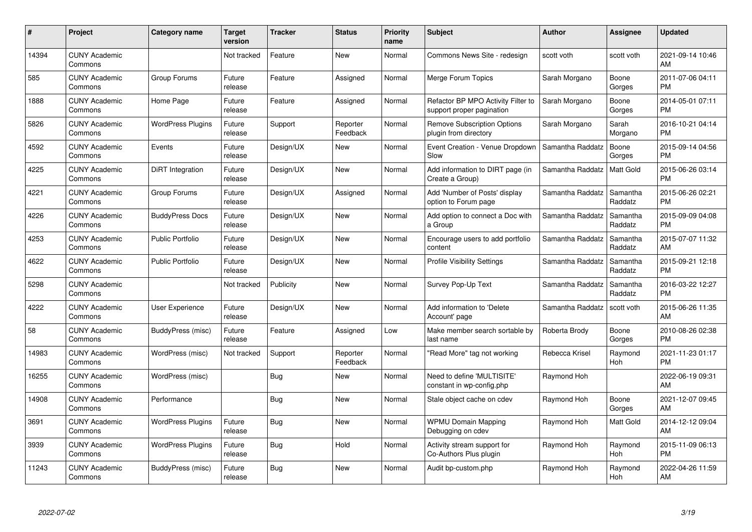| # | Project | Category name | Target version | Tracker | Status | Priority name | Subject | Author | Assignee | Updated |
|---|---|---|---|---|---|---|---|---|---|---|
| 14394 | CUNY Academic Commons | | Not tracked | Feature | New | Normal | Commons News Site - redesign | scott voth | scott voth | 2021-09-14 10:46 AM |
| 585 | CUNY Academic Commons | Group Forums | Future release | Feature | Assigned | Normal | Merge Forum Topics | Sarah Morgano | Boone Gorges | 2011-07-06 04:11 PM |
| 1888 | CUNY Academic Commons | Home Page | Future release | Feature | Assigned | Normal | Refactor BP MPO Activity Filter to support proper pagination | Sarah Morgano | Boone Gorges | 2014-05-01 07:11 PM |
| 5826 | CUNY Academic Commons | WordPress Plugins | Future release | Support | Reporter Feedback | Normal | Remove Subscription Options plugin from directory | Sarah Morgano | Sarah Morgano | 2016-10-21 04:14 PM |
| 4592 | CUNY Academic Commons | Events | Future release | Design/UX | New | Normal | Event Creation - Venue Dropdown Slow | Samantha Raddatz | Boone Gorges | 2015-09-14 04:56 PM |
| 4225 | CUNY Academic Commons | DiRT Integration | Future release | Design/UX | New | Normal | Add information to DIRT page (in Create a Group) | Samantha Raddatz | Matt Gold | 2015-06-26 03:14 PM |
| 4221 | CUNY Academic Commons | Group Forums | Future release | Design/UX | Assigned | Normal | Add 'Number of Posts' display option to Forum page | Samantha Raddatz | Samantha Raddatz | 2015-06-26 02:21 PM |
| 4226 | CUNY Academic Commons | BuddyPress Docs | Future release | Design/UX | New | Normal | Add option to connect a Doc with a Group | Samantha Raddatz | Samantha Raddatz | 2015-09-09 04:08 PM |
| 4253 | CUNY Academic Commons | Public Portfolio | Future release | Design/UX | New | Normal | Encourage users to add portfolio content | Samantha Raddatz | Samantha Raddatz | 2015-07-07 11:32 AM |
| 4622 | CUNY Academic Commons | Public Portfolio | Future release | Design/UX | New | Normal | Profile Visibility Settings | Samantha Raddatz | Samantha Raddatz | 2015-09-21 12:18 PM |
| 5298 | CUNY Academic Commons | | Not tracked | Publicity | New | Normal | Survey Pop-Up Text | Samantha Raddatz | Samantha Raddatz | 2016-03-22 12:27 PM |
| 4222 | CUNY Academic Commons | User Experience | Future release | Design/UX | New | Normal | Add information to 'Delete Account' page | Samantha Raddatz | scott voth | 2015-06-26 11:35 AM |
| 58 | CUNY Academic Commons | BuddyPress (misc) | Future release | Feature | Assigned | Low | Make member search sortable by last name | Roberta Brody | Boone Gorges | 2010-08-26 02:38 PM |
| 14983 | CUNY Academic Commons | WordPress (misc) | Not tracked | Support | Reporter Feedback | Normal | "Read More" tag not working | Rebecca Krisel | Raymond Hoh | 2021-11-23 01:17 PM |
| 16255 | CUNY Academic Commons | WordPress (misc) | | Bug | New | Normal | Need to define 'MULTISITE' constant in wp-config.php | Raymond Hoh | | 2022-06-19 09:31 AM |
| 14908 | CUNY Academic Commons | Performance | | Bug | New | Normal | Stale object cache on cdev | Raymond Hoh | Boone Gorges | 2021-12-07 09:45 AM |
| 3691 | CUNY Academic Commons | WordPress Plugins | Future release | Bug | New | Normal | WPMU Domain Mapping Debugging on cdev | Raymond Hoh | Matt Gold | 2014-12-12 09:04 AM |
| 3939 | CUNY Academic Commons | WordPress Plugins | Future release | Bug | Hold | Normal | Activity stream support for Co-Authors Plus plugin | Raymond Hoh | Raymond Hoh | 2015-11-09 06:13 PM |
| 11243 | CUNY Academic Commons | BuddyPress (misc) | Future release | Bug | New | Normal | Audit bp-custom.php | Raymond Hoh | Raymond Hoh | 2022-04-26 11:59 AM |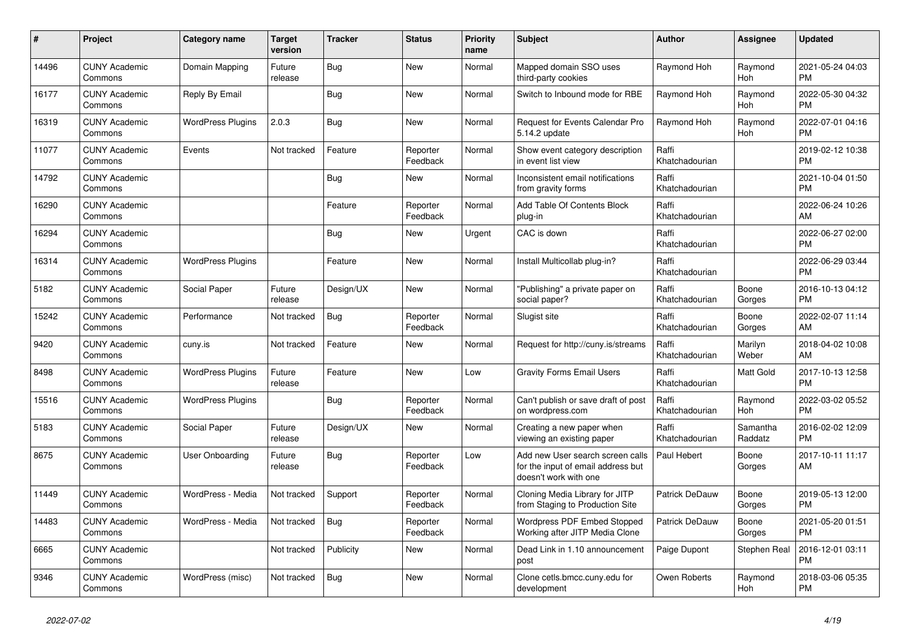| # | Project | Category name | Target version | Tracker | Status | Priority name | Subject | Author | Assignee | Updated |
|---|---|---|---|---|---|---|---|---|---|---|
| 14496 | CUNY Academic Commons | Domain Mapping | Future release | Bug | New | Normal | Mapped domain SSO uses third-party cookies | Raymond Hoh | Raymond Hoh | 2021-05-24 04:03 PM |
| 16177 | CUNY Academic Commons | Reply By Email | | Bug | New | Normal | Switch to Inbound mode for RBE | Raymond Hoh | Raymond Hoh | 2022-05-30 04:32 PM |
| 16319 | CUNY Academic Commons | WordPress Plugins | 2.0.3 | Bug | New | Normal | Request for Events Calendar Pro 5.14.2 update | Raymond Hoh | Raymond Hoh | 2022-07-01 04:16 PM |
| 11077 | CUNY Academic Commons | Events | Not tracked | Feature | Reporter Feedback | Normal | Show event category description in event list view | Raffi Khatchadourian | | 2019-02-12 10:38 PM |
| 14792 | CUNY Academic Commons | | | Bug | New | Normal | Inconsistent email notifications from gravity forms | Raffi Khatchadourian | | 2021-10-04 01:50 PM |
| 16290 | CUNY Academic Commons | | | Feature | Reporter Feedback | Normal | Add Table Of Contents Block plug-in | Raffi Khatchadourian | | 2022-06-24 10:26 AM |
| 16294 | CUNY Academic Commons | | | Bug | New | Urgent | CAC is down | Raffi Khatchadourian | | 2022-06-27 02:00 PM |
| 16314 | CUNY Academic Commons | WordPress Plugins | | Feature | New | Normal | Install Multicollab plug-in? | Raffi Khatchadourian | | 2022-06-29 03:44 PM |
| 5182 | CUNY Academic Commons | Social Paper | Future release | Design/UX | New | Normal | "Publishing" a private paper on social paper? | Raffi Khatchadourian | Boone Gorges | 2016-10-13 04:12 PM |
| 15242 | CUNY Academic Commons | Performance | Not tracked | Bug | Reporter Feedback | Normal | Slugist site | Raffi Khatchadourian | Boone Gorges | 2022-02-07 11:14 AM |
| 9420 | CUNY Academic Commons | cuny.is | Not tracked | Feature | New | Normal | Request for http://cuny.is/streams | Raffi Khatchadourian | Marilyn Weber | 2018-04-02 10:08 AM |
| 8498 | CUNY Academic Commons | WordPress Plugins | Future release | Feature | New | Low | Gravity Forms Email Users | Raffi Khatchadourian | Matt Gold | 2017-10-13 12:58 PM |
| 15516 | CUNY Academic Commons | WordPress Plugins | | Bug | Reporter Feedback | Normal | Can't publish or save draft of post on wordpress.com | Raffi Khatchadourian | Raymond Hoh | 2022-03-02 05:52 PM |
| 5183 | CUNY Academic Commons | Social Paper | Future release | Design/UX | New | Normal | Creating a new paper when viewing an existing paper | Raffi Khatchadourian | Samantha Raddatz | 2016-02-02 12:09 PM |
| 8675 | CUNY Academic Commons | User Onboarding | Future release | Bug | Reporter Feedback | Low | Add new User search screen calls for the input of email address but doesn't work with one | Paul Hebert | Boone Gorges | 2017-10-11 11:17 AM |
| 11449 | CUNY Academic Commons | WordPress - Media | Not tracked | Support | Reporter Feedback | Normal | Cloning Media Library for JITP from Staging to Production Site | Patrick DeDauw | Boone Gorges | 2019-05-13 12:00 PM |
| 14483 | CUNY Academic Commons | WordPress - Media | Not tracked | Bug | Reporter Feedback | Normal | Wordpress PDF Embed Stopped Working after JITP Media Clone | Patrick DeDauw | Boone Gorges | 2021-05-20 01:51 PM |
| 6665 | CUNY Academic Commons | | Not tracked | Publicity | New | Normal | Dead Link in 1.10 announcement post | Paige Dupont | Stephen Real | 2016-12-01 03:11 PM |
| 9346 | CUNY Academic Commons | WordPress (misc) | Not tracked | Bug | New | Normal | Clone cetls.bmcc.cuny.edu for development | Owen Roberts | Raymond Hoh | 2018-03-06 05:35 PM |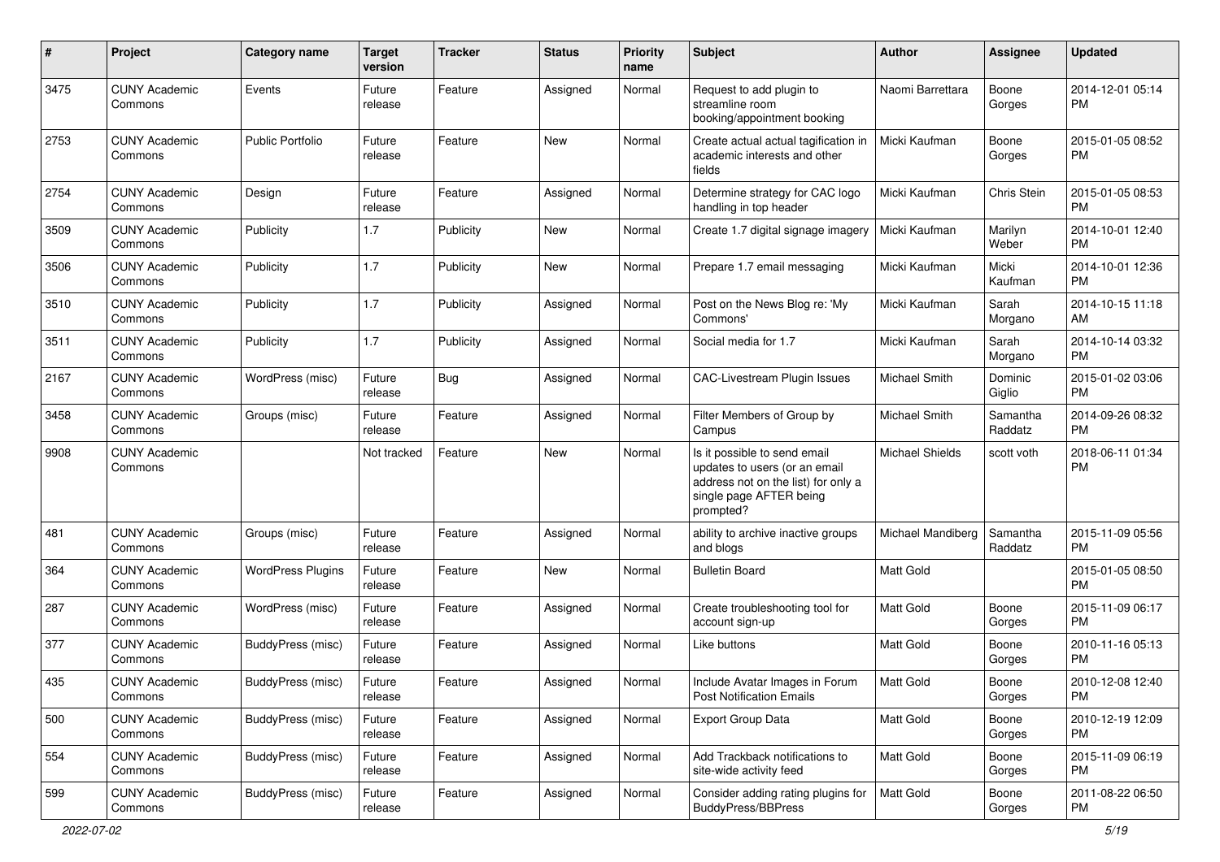| # | Project | Category name | Target version | Tracker | Status | Priority name | Subject | Author | Assignee | Updated |
|---|---|---|---|---|---|---|---|---|---|---|
| 3475 | CUNY Academic Commons | Events | Future release | Feature | Assigned | Normal | Request to add plugin to streamline room booking/appointment booking | Naomi Barrettara | Boone Gorges | 2014-12-01 05:14 PM |
| 2753 | CUNY Academic Commons | Public Portfolio | Future release | Feature | New | Normal | Create actual actual tagification in academic interests and other fields | Micki Kaufman | Boone Gorges | 2015-01-05 08:52 PM |
| 2754 | CUNY Academic Commons | Design | Future release | Feature | Assigned | Normal | Determine strategy for CAC logo handling in top header | Micki Kaufman | Chris Stein | 2015-01-05 08:53 PM |
| 3509 | CUNY Academic Commons | Publicity | 1.7 | Publicity | New | Normal | Create 1.7 digital signage imagery | Micki Kaufman | Marilyn Weber | 2014-10-01 12:40 PM |
| 3506 | CUNY Academic Commons | Publicity | 1.7 | Publicity | New | Normal | Prepare 1.7 email messaging | Micki Kaufman | Micki Kaufman | 2014-10-01 12:36 PM |
| 3510 | CUNY Academic Commons | Publicity | 1.7 | Publicity | Assigned | Normal | Post on the News Blog re: 'My Commons' | Micki Kaufman | Sarah Morgano | 2014-10-15 11:18 AM |
| 3511 | CUNY Academic Commons | Publicity | 1.7 | Publicity | Assigned | Normal | Social media for 1.7 | Micki Kaufman | Sarah Morgano | 2014-10-14 03:32 PM |
| 2167 | CUNY Academic Commons | WordPress (misc) | Future release | Bug | Assigned | Normal | CAC-Livestream Plugin Issues | Michael Smith | Dominic Giglio | 2015-01-02 03:06 PM |
| 3458 | CUNY Academic Commons | Groups (misc) | Future release | Feature | Assigned | Normal | Filter Members of Group by Campus | Michael Smith | Samantha Raddatz | 2014-09-26 08:32 PM |
| 9908 | CUNY Academic Commons | | Not tracked | Feature | New | Normal | Is it possible to send email updates to users (or an email address not on the list) for only a single page AFTER being prompted? | Michael Shields | scott voth | 2018-06-11 01:34 PM |
| 481 | CUNY Academic Commons | Groups (misc) | Future release | Feature | Assigned | Normal | ability to archive inactive groups and blogs | Michael Mandiberg | Samantha Raddatz | 2015-11-09 05:56 PM |
| 364 | CUNY Academic Commons | WordPress Plugins | Future release | Feature | New | Normal | Bulletin Board | Matt Gold | | 2015-01-05 08:50 PM |
| 287 | CUNY Academic Commons | WordPress (misc) | Future release | Feature | Assigned | Normal | Create troubleshooting tool for account sign-up | Matt Gold | Boone Gorges | 2015-11-09 06:17 PM |
| 377 | CUNY Academic Commons | BuddyPress (misc) | Future release | Feature | Assigned | Normal | Like buttons | Matt Gold | Boone Gorges | 2010-11-16 05:13 PM |
| 435 | CUNY Academic Commons | BuddyPress (misc) | Future release | Feature | Assigned | Normal | Include Avatar Images in Forum Post Notification Emails | Matt Gold | Boone Gorges | 2010-12-08 12:40 PM |
| 500 | CUNY Academic Commons | BuddyPress (misc) | Future release | Feature | Assigned | Normal | Export Group Data | Matt Gold | Boone Gorges | 2010-12-19 12:09 PM |
| 554 | CUNY Academic Commons | BuddyPress (misc) | Future release | Feature | Assigned | Normal | Add Trackback notifications to site-wide activity feed | Matt Gold | Boone Gorges | 2015-11-09 06:19 PM |
| 599 | CUNY Academic Commons | BuddyPress (misc) | Future release | Feature | Assigned | Normal | Consider adding rating plugins for BuddyPress/BBPress | Matt Gold | Boone Gorges | 2011-08-22 06:50 PM |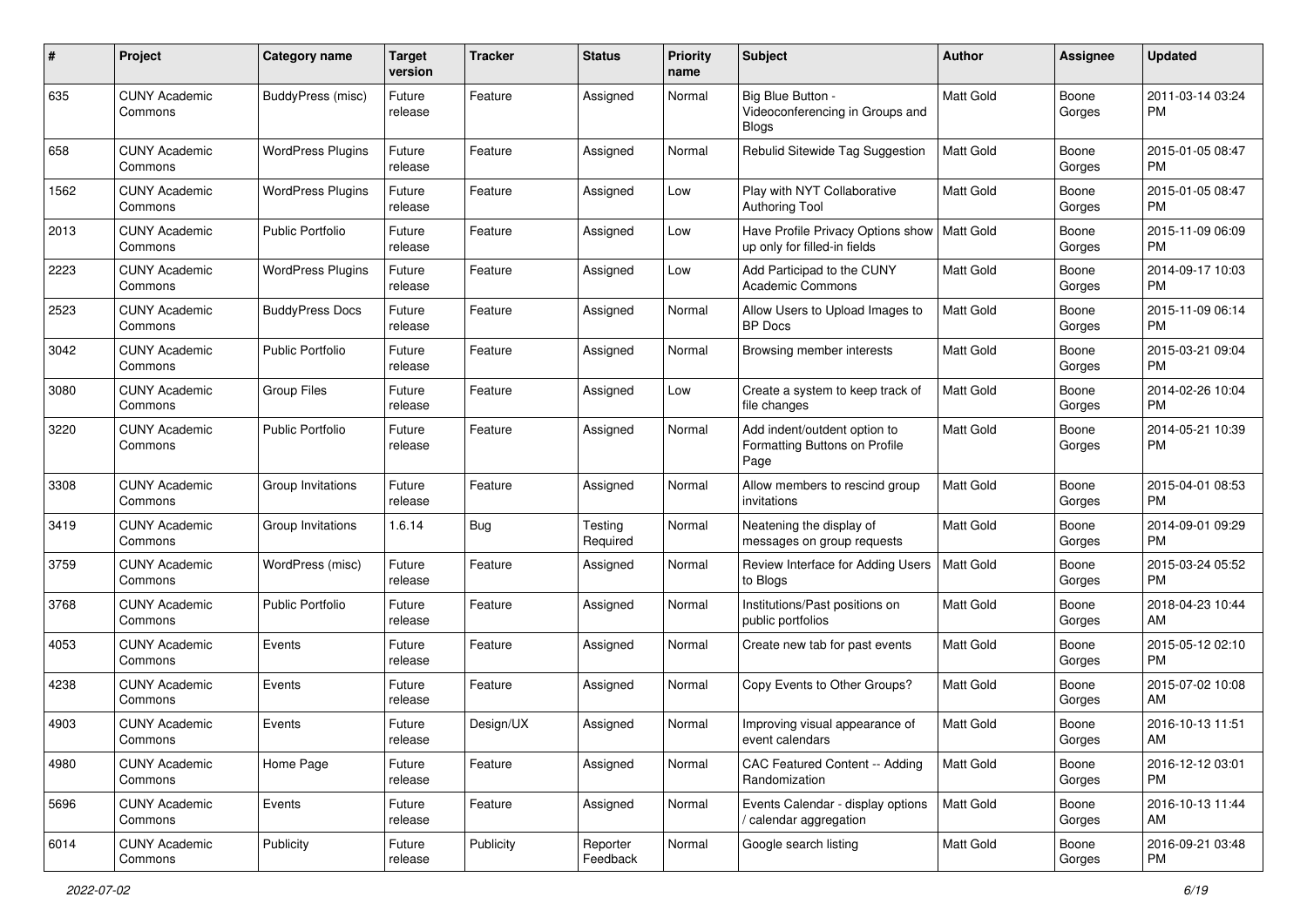| # | Project | Category name | Target version | Tracker | Status | Priority name | Subject | Author | Assignee | Updated |
|---|---|---|---|---|---|---|---|---|---|---|
| 635 | CUNY Academic Commons | BuddyPress (misc) | Future release | Feature | Assigned | Normal | Big Blue Button - Videoconferencing in Groups and Blogs | Matt Gold | Boone Gorges | 2011-03-14 03:24 PM |
| 658 | CUNY Academic Commons | WordPress Plugins | Future release | Feature | Assigned | Normal | Rebulid Sitewide Tag Suggestion | Matt Gold | Boone Gorges | 2015-01-05 08:47 PM |
| 1562 | CUNY Academic Commons | WordPress Plugins | Future release | Feature | Assigned | Low | Play with NYT Collaborative Authoring Tool | Matt Gold | Boone Gorges | 2015-01-05 08:47 PM |
| 2013 | CUNY Academic Commons | Public Portfolio | Future release | Feature | Assigned | Low | Have Profile Privacy Options show up only for filled-in fields | Matt Gold | Boone Gorges | 2015-11-09 06:09 PM |
| 2223 | CUNY Academic Commons | WordPress Plugins | Future release | Feature | Assigned | Low | Add Participad to the CUNY Academic Commons | Matt Gold | Boone Gorges | 2014-09-17 10:03 PM |
| 2523 | CUNY Academic Commons | BuddyPress Docs | Future release | Feature | Assigned | Normal | Allow Users to Upload Images to BP Docs | Matt Gold | Boone Gorges | 2015-11-09 06:14 PM |
| 3042 | CUNY Academic Commons | Public Portfolio | Future release | Feature | Assigned | Normal | Browsing member interests | Matt Gold | Boone Gorges | 2015-03-21 09:04 PM |
| 3080 | CUNY Academic Commons | Group Files | Future release | Feature | Assigned | Low | Create a system to keep track of file changes | Matt Gold | Boone Gorges | 2014-02-26 10:04 PM |
| 3220 | CUNY Academic Commons | Public Portfolio | Future release | Feature | Assigned | Normal | Add indent/outdent option to Formatting Buttons on Profile Page | Matt Gold | Boone Gorges | 2014-05-21 10:39 PM |
| 3308 | CUNY Academic Commons | Group Invitations | Future release | Feature | Assigned | Normal | Allow members to rescind group invitations | Matt Gold | Boone Gorges | 2015-04-01 08:53 PM |
| 3419 | CUNY Academic Commons | Group Invitations | 1.6.14 | Bug | Testing Required | Normal | Neatening the display of messages on group requests | Matt Gold | Boone Gorges | 2014-09-01 09:29 PM |
| 3759 | CUNY Academic Commons | WordPress (misc) | Future release | Feature | Assigned | Normal | Review Interface for Adding Users to Blogs | Matt Gold | Boone Gorges | 2015-03-24 05:52 PM |
| 3768 | CUNY Academic Commons | Public Portfolio | Future release | Feature | Assigned | Normal | Institutions/Past positions on public portfolios | Matt Gold | Boone Gorges | 2018-04-23 10:44 AM |
| 4053 | CUNY Academic Commons | Events | Future release | Feature | Assigned | Normal | Create new tab for past events | Matt Gold | Boone Gorges | 2015-05-12 02:10 PM |
| 4238 | CUNY Academic Commons | Events | Future release | Feature | Assigned | Normal | Copy Events to Other Groups? | Matt Gold | Boone Gorges | 2015-07-02 10:08 AM |
| 4903 | CUNY Academic Commons | Events | Future release | Design/UX | Assigned | Normal | Improving visual appearance of event calendars | Matt Gold | Boone Gorges | 2016-10-13 11:51 AM |
| 4980 | CUNY Academic Commons | Home Page | Future release | Feature | Assigned | Normal | CAC Featured Content -- Adding Randomization | Matt Gold | Boone Gorges | 2016-12-12 03:01 PM |
| 5696 | CUNY Academic Commons | Events | Future release | Feature | Assigned | Normal | Events Calendar - display options / calendar aggregation | Matt Gold | Boone Gorges | 2016-10-13 11:44 AM |
| 6014 | CUNY Academic Commons | Publicity | Future release | Publicity | Reporter Feedback | Normal | Google search listing | Matt Gold | Boone Gorges | 2016-09-21 03:48 PM |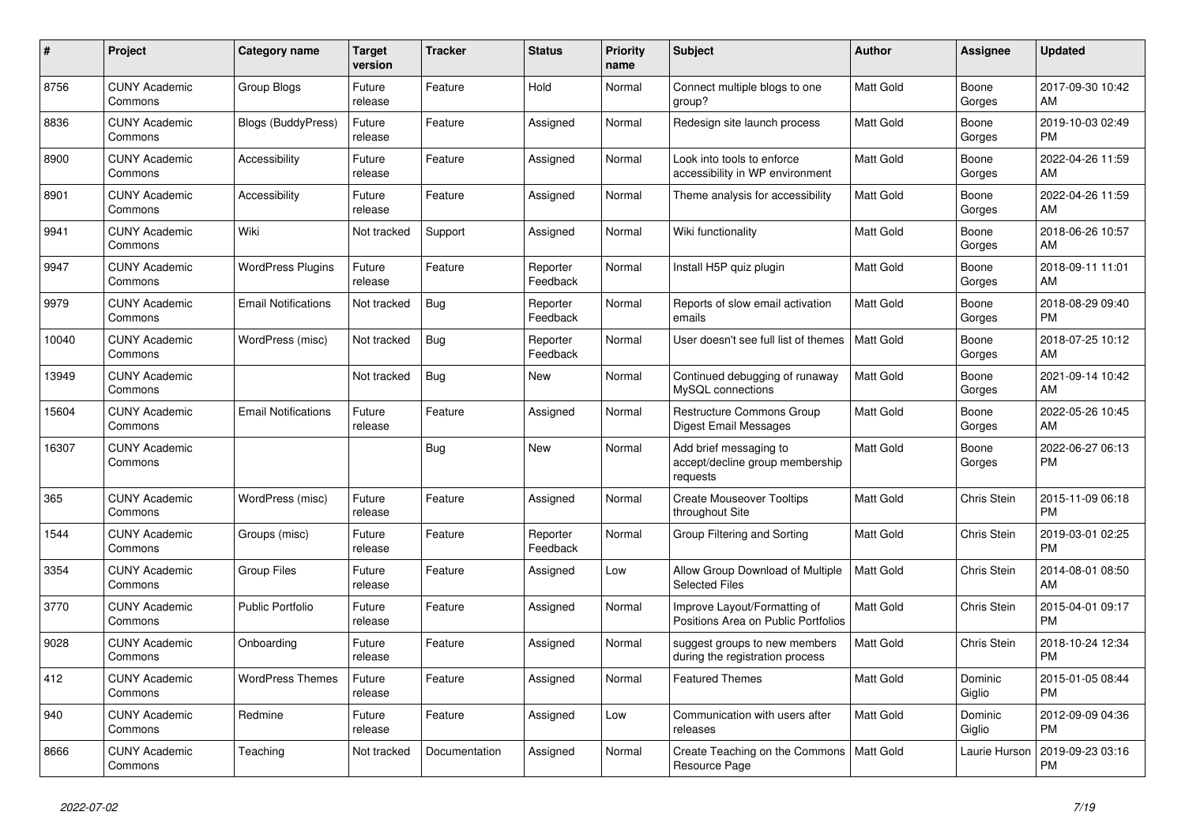| # | Project | Category name | Target version | Tracker | Status | Priority name | Subject | Author | Assignee | Updated |
|---|---|---|---|---|---|---|---|---|---|---|
| 8756 | CUNY Academic Commons | Group Blogs | Future release | Feature | Hold | Normal | Connect multiple blogs to one group? | Matt Gold | Boone Gorges | 2017-09-30 10:42 AM |
| 8836 | CUNY Academic Commons | Blogs (BuddyPress) | Future release | Feature | Assigned | Normal | Redesign site launch process | Matt Gold | Boone Gorges | 2019-10-03 02:49 PM |
| 8900 | CUNY Academic Commons | Accessibility | Future release | Feature | Assigned | Normal | Look into tools to enforce accessibility in WP environment | Matt Gold | Boone Gorges | 2022-04-26 11:59 AM |
| 8901 | CUNY Academic Commons | Accessibility | Future release | Feature | Assigned | Normal | Theme analysis for accessibility | Matt Gold | Boone Gorges | 2022-04-26 11:59 AM |
| 9941 | CUNY Academic Commons | Wiki | Not tracked | Support | Assigned | Normal | Wiki functionality | Matt Gold | Boone Gorges | 2018-06-26 10:57 AM |
| 9947 | CUNY Academic Commons | WordPress Plugins | Future release | Feature | Reporter Feedback | Normal | Install H5P quiz plugin | Matt Gold | Boone Gorges | 2018-09-11 11:01 AM |
| 9979 | CUNY Academic Commons | Email Notifications | Not tracked | Bug | Reporter Feedback | Normal | Reports of slow email activation emails | Matt Gold | Boone Gorges | 2018-08-29 09:40 PM |
| 10040 | CUNY Academic Commons | WordPress (misc) | Not tracked | Bug | Reporter Feedback | Normal | User doesn't see full list of themes | Matt Gold | Boone Gorges | 2018-07-25 10:12 AM |
| 13949 | CUNY Academic Commons | | Not tracked | Bug | New | Normal | Continued debugging of runaway MySQL connections | Matt Gold | Boone Gorges | 2021-09-14 10:42 AM |
| 15604 | CUNY Academic Commons | Email Notifications | Future release | Feature | Assigned | Normal | Restructure Commons Group Digest Email Messages | Matt Gold | Boone Gorges | 2022-05-26 10:45 AM |
| 16307 | CUNY Academic Commons | | | Bug | New | Normal | Add brief messaging to accept/decline group membership requests | Matt Gold | Boone Gorges | 2022-06-27 06:13 PM |
| 365 | CUNY Academic Commons | WordPress (misc) | Future release | Feature | Assigned | Normal | Create Mouseover Tooltips throughout Site | Matt Gold | Chris Stein | 2015-11-09 06:18 PM |
| 1544 | CUNY Academic Commons | Groups (misc) | Future release | Feature | Reporter Feedback | Normal | Group Filtering and Sorting | Matt Gold | Chris Stein | 2019-03-01 02:25 PM |
| 3354 | CUNY Academic Commons | Group Files | Future release | Feature | Assigned | Low | Allow Group Download of Multiple Selected Files | Matt Gold | Chris Stein | 2014-08-01 08:50 AM |
| 3770 | CUNY Academic Commons | Public Portfolio | Future release | Feature | Assigned | Normal | Improve Layout/Formatting of Positions Area on Public Portfolios | Matt Gold | Chris Stein | 2015-04-01 09:17 PM |
| 9028 | CUNY Academic Commons | Onboarding | Future release | Feature | Assigned | Normal | suggest groups to new members during the registration process | Matt Gold | Chris Stein | 2018-10-24 12:34 PM |
| 412 | CUNY Academic Commons | WordPress Themes | Future release | Feature | Assigned | Normal | Featured Themes | Matt Gold | Dominic Giglio | 2015-01-05 08:44 PM |
| 940 | CUNY Academic Commons | Redmine | Future release | Feature | Assigned | Low | Communication with users after releases | Matt Gold | Dominic Giglio | 2012-09-09 04:36 PM |
| 8666 | CUNY Academic Commons | Teaching | Not tracked | Documentation | Assigned | Normal | Create Teaching on the Commons Resource Page | Matt Gold | Laurie Hurson | 2019-09-23 03:16 PM |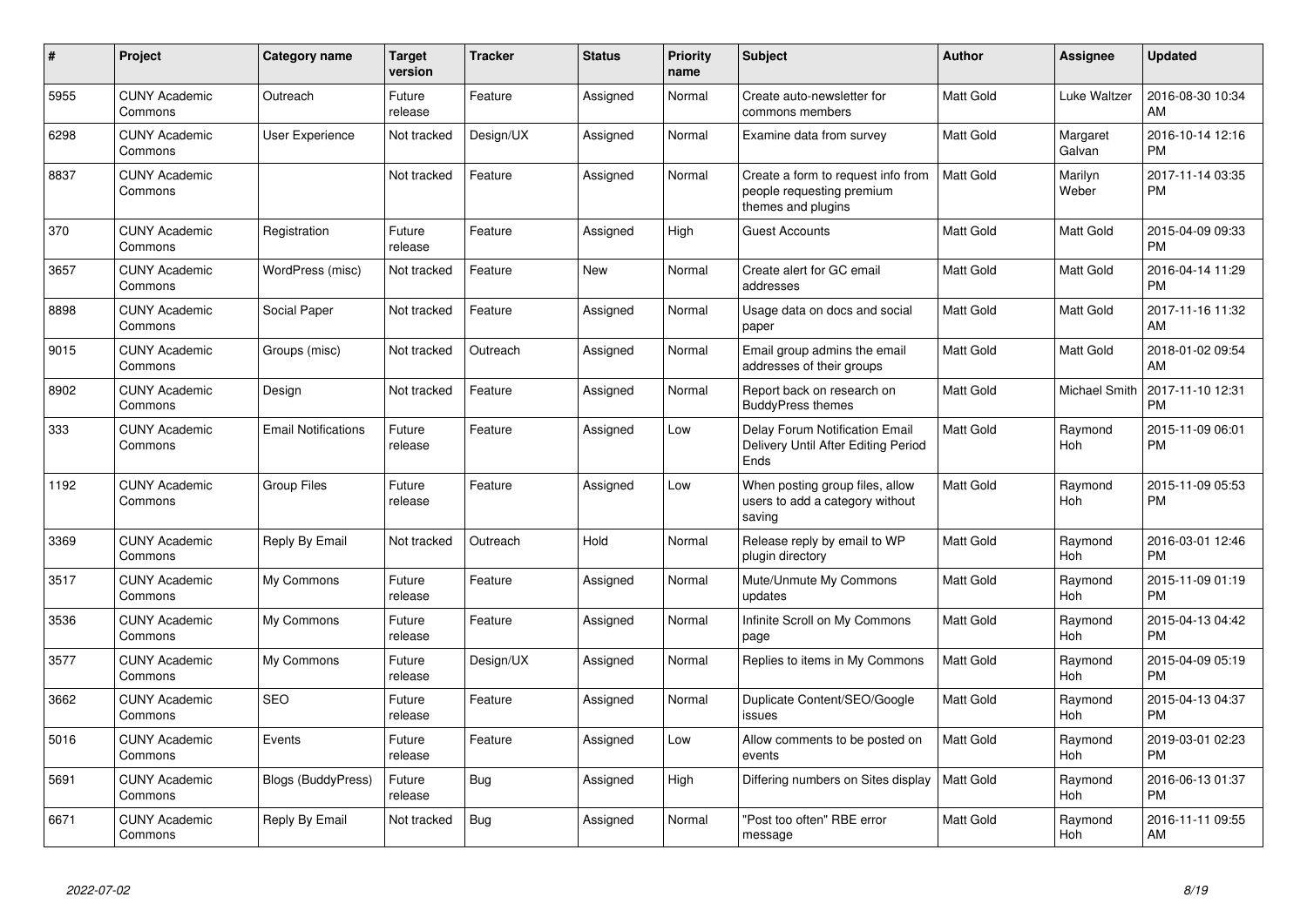| # | Project | Category name | Target version | Tracker | Status | Priority name | Subject | Author | Assignee | Updated |
|---|---|---|---|---|---|---|---|---|---|---|
| 5955 | CUNY Academic Commons | Outreach | Future release | Feature | Assigned | Normal | Create auto-newsletter for commons members | Matt Gold | Luke Waltzer | 2016-08-30 10:34 AM |
| 6298 | CUNY Academic Commons | User Experience | Not tracked | Design/UX | Assigned | Normal | Examine data from survey | Matt Gold | Margaret Galvan | 2016-10-14 12:16 PM |
| 8837 | CUNY Academic Commons | | Not tracked | Feature | Assigned | Normal | Create a form to request info from people requesting premium themes and plugins | Matt Gold | Marilyn Weber | 2017-11-14 03:35 PM |
| 370 | CUNY Academic Commons | Registration | Future release | Feature | Assigned | High | Guest Accounts | Matt Gold | Matt Gold | 2015-04-09 09:33 PM |
| 3657 | CUNY Academic Commons | WordPress (misc) | Not tracked | Feature | New | Normal | Create alert for GC email addresses | Matt Gold | Matt Gold | 2016-04-14 11:29 PM |
| 8898 | CUNY Academic Commons | Social Paper | Not tracked | Feature | Assigned | Normal | Usage data on docs and social paper | Matt Gold | Matt Gold | 2017-11-16 11:32 AM |
| 9015 | CUNY Academic Commons | Groups (misc) | Not tracked | Outreach | Assigned | Normal | Email group admins the email addresses of their groups | Matt Gold | Matt Gold | 2018-01-02 09:54 AM |
| 8902 | CUNY Academic Commons | Design | Not tracked | Feature | Assigned | Normal | Report back on research on BuddyPress themes | Matt Gold | Michael Smith | 2017-11-10 12:31 PM |
| 333 | CUNY Academic Commons | Email Notifications | Future release | Feature | Assigned | Low | Delay Forum Notification Email Delivery Until After Editing Period Ends | Matt Gold | Raymond Hoh | 2015-11-09 06:01 PM |
| 1192 | CUNY Academic Commons | Group Files | Future release | Feature | Assigned | Low | When posting group files, allow users to add a category without saving | Matt Gold | Raymond Hoh | 2015-11-09 05:53 PM |
| 3369 | CUNY Academic Commons | Reply By Email | Not tracked | Outreach | Hold | Normal | Release reply by email to WP plugin directory | Matt Gold | Raymond Hoh | 2016-03-01 12:46 PM |
| 3517 | CUNY Academic Commons | My Commons | Future release | Feature | Assigned | Normal | Mute/Unmute My Commons updates | Matt Gold | Raymond Hoh | 2015-11-09 01:19 PM |
| 3536 | CUNY Academic Commons | My Commons | Future release | Feature | Assigned | Normal | Infinite Scroll on My Commons page | Matt Gold | Raymond Hoh | 2015-04-13 04:42 PM |
| 3577 | CUNY Academic Commons | My Commons | Future release | Design/UX | Assigned | Normal | Replies to items in My Commons | Matt Gold | Raymond Hoh | 2015-04-09 05:19 PM |
| 3662 | CUNY Academic Commons | SEO | Future release | Feature | Assigned | Normal | Duplicate Content/SEO/Google issues | Matt Gold | Raymond Hoh | 2015-04-13 04:37 PM |
| 5016 | CUNY Academic Commons | Events | Future release | Feature | Assigned | Low | Allow comments to be posted on events | Matt Gold | Raymond Hoh | 2019-03-01 02:23 PM |
| 5691 | CUNY Academic Commons | Blogs (BuddyPress) | Future release | Bug | Assigned | High | Differing numbers on Sites display | Matt Gold | Raymond Hoh | 2016-06-13 01:37 PM |
| 6671 | CUNY Academic Commons | Reply By Email | Not tracked | Bug | Assigned | Normal | "Post too often" RBE error message | Matt Gold | Raymond Hoh | 2016-11-11 09:55 AM |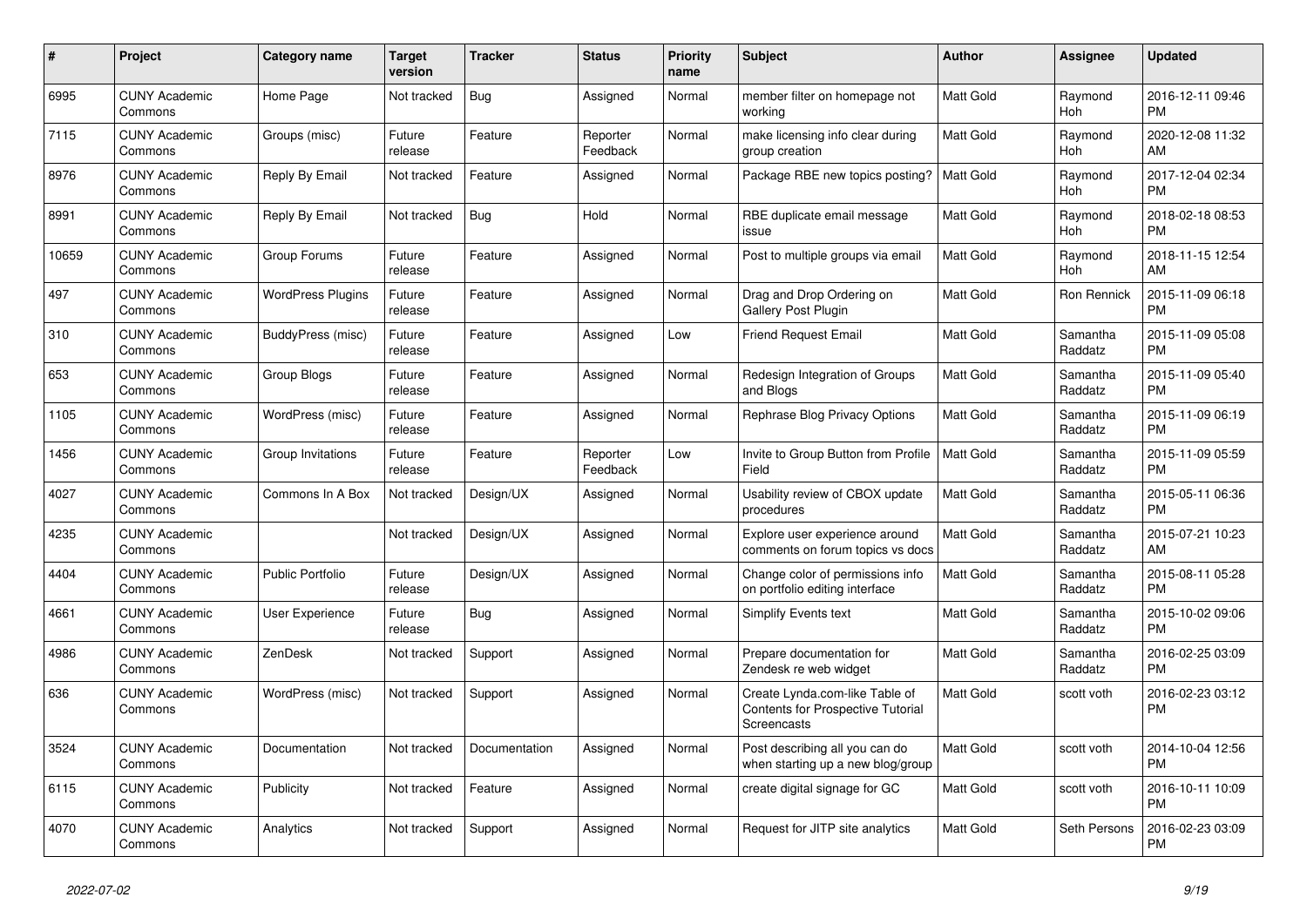| # | Project | Category name | Target version | Tracker | Status | Priority name | Subject | Author | Assignee | Updated |
|---|---|---|---|---|---|---|---|---|---|---|
| 6995 | CUNY Academic Commons | Home Page | Not tracked | Bug | Assigned | Normal | member filter on homepage not working | Matt Gold | Raymond Hoh | 2016-12-11 09:46 PM |
| 7115 | CUNY Academic Commons | Groups (misc) | Future release | Feature | Reporter Feedback | Normal | make licensing info clear during group creation | Matt Gold | Raymond Hoh | 2020-12-08 11:32 AM |
| 8976 | CUNY Academic Commons | Reply By Email | Not tracked | Feature | Assigned | Normal | Package RBE new topics posting? | Matt Gold | Raymond Hoh | 2017-12-04 02:34 PM |
| 8991 | CUNY Academic Commons | Reply By Email | Not tracked | Bug | Hold | Normal | RBE duplicate email message issue | Matt Gold | Raymond Hoh | 2018-02-18 08:53 PM |
| 10659 | CUNY Academic Commons | Group Forums | Future release | Feature | Assigned | Normal | Post to multiple groups via email | Matt Gold | Raymond Hoh | 2018-11-15 12:54 AM |
| 497 | CUNY Academic Commons | WordPress Plugins | Future release | Feature | Assigned | Normal | Drag and Drop Ordering on Gallery Post Plugin | Matt Gold | Ron Rennick | 2015-11-09 06:18 PM |
| 310 | CUNY Academic Commons | BuddyPress (misc) | Future release | Feature | Assigned | Low | Friend Request Email | Matt Gold | Samantha Raddatz | 2015-11-09 05:08 PM |
| 653 | CUNY Academic Commons | Group Blogs | Future release | Feature | Assigned | Normal | Redesign Integration of Groups and Blogs | Matt Gold | Samantha Raddatz | 2015-11-09 05:40 PM |
| 1105 | CUNY Academic Commons | WordPress (misc) | Future release | Feature | Assigned | Normal | Rephrase Blog Privacy Options | Matt Gold | Samantha Raddatz | 2015-11-09 06:19 PM |
| 1456 | CUNY Academic Commons | Group Invitations | Future release | Feature | Reporter Feedback | Low | Invite to Group Button from Profile Field | Matt Gold | Samantha Raddatz | 2015-11-09 05:59 PM |
| 4027 | CUNY Academic Commons | Commons In A Box | Not tracked | Design/UX | Assigned | Normal | Usability review of CBOX update procedures | Matt Gold | Samantha Raddatz | 2015-05-11 06:36 PM |
| 4235 | CUNY Academic Commons | | Not tracked | Design/UX | Assigned | Normal | Explore user experience around comments on forum topics vs docs | Matt Gold | Samantha Raddatz | 2015-07-21 10:23 AM |
| 4404 | CUNY Academic Commons | Public Portfolio | Future release | Design/UX | Assigned | Normal | Change color of permissions info on portfolio editing interface | Matt Gold | Samantha Raddatz | 2015-08-11 05:28 PM |
| 4661 | CUNY Academic Commons | User Experience | Future release | Bug | Assigned | Normal | Simplify Events text | Matt Gold | Samantha Raddatz | 2015-10-02 09:06 PM |
| 4986 | CUNY Academic Commons | ZenDesk | Not tracked | Support | Assigned | Normal | Prepare documentation for Zendesk re web widget | Matt Gold | Samantha Raddatz | 2016-02-25 03:09 PM |
| 636 | CUNY Academic Commons | WordPress (misc) | Not tracked | Support | Assigned | Normal | Create Lynda.com-like Table of Contents for Prospective Tutorial Screencasts | Matt Gold | scott voth | 2016-02-23 03:12 PM |
| 3524 | CUNY Academic Commons | Documentation | Not tracked | Documentation | Assigned | Normal | Post describing all you can do when starting up a new blog/group | Matt Gold | scott voth | 2014-10-04 12:56 PM |
| 6115 | CUNY Academic Commons | Publicity | Not tracked | Feature | Assigned | Normal | create digital signage for GC | Matt Gold | scott voth | 2016-10-11 10:09 PM |
| 4070 | CUNY Academic Commons | Analytics | Not tracked | Support | Assigned | Normal | Request for JITP site analytics | Matt Gold | Seth Persons | 2016-02-23 03:09 PM |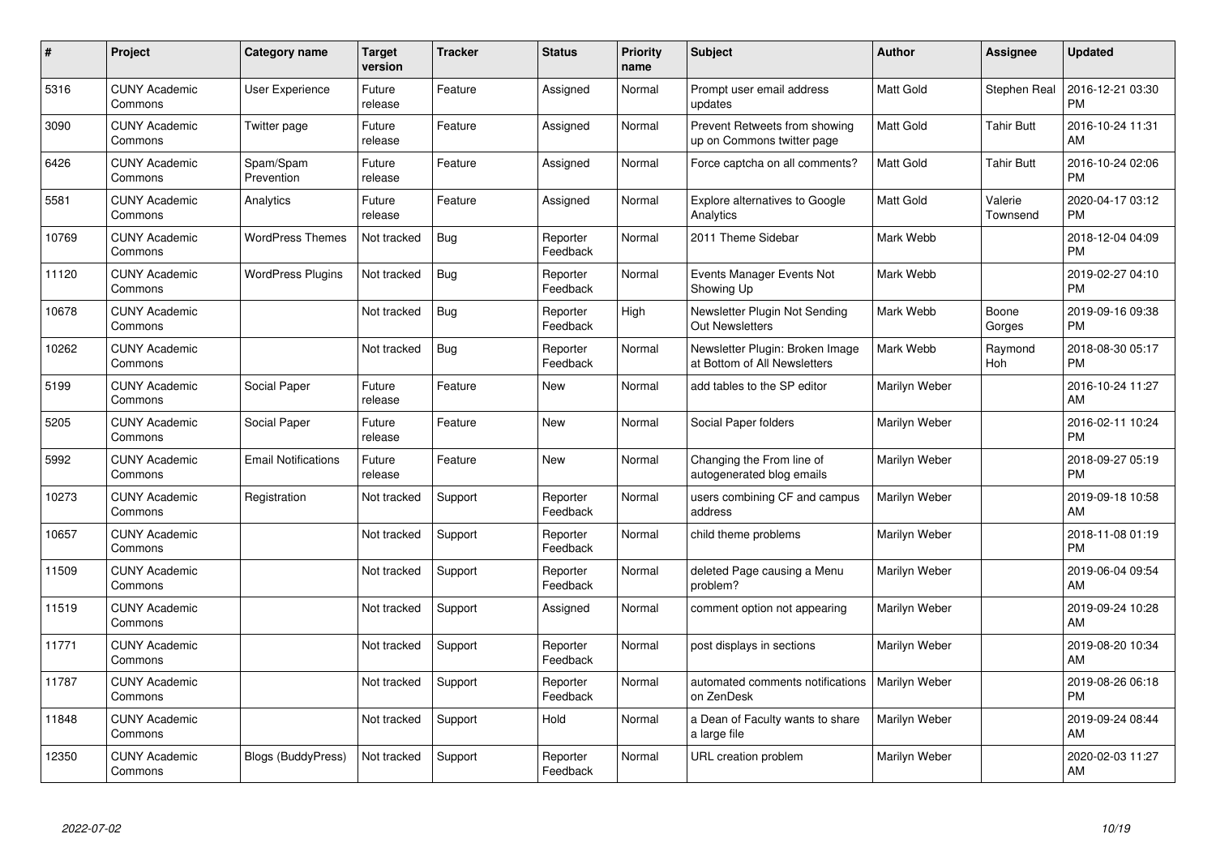| # | Project | Category name | Target version | Tracker | Status | Priority name | Subject | Author | Assignee | Updated |
|---|---|---|---|---|---|---|---|---|---|---|
| 5316 | CUNY Academic Commons | User Experience | Future release | Feature | Assigned | Normal | Prompt user email address updates | Matt Gold | Stephen Real | 2016-12-21 03:30 PM |
| 3090 | CUNY Academic Commons | Twitter page | Future release | Feature | Assigned | Normal | Prevent Retweets from showing up on Commons twitter page | Matt Gold | Tahir Butt | 2016-10-24 11:31 AM |
| 6426 | CUNY Academic Commons | Spam/Spam Prevention | Future release | Feature | Assigned | Normal | Force captcha on all comments? | Matt Gold | Tahir Butt | 2016-10-24 02:06 PM |
| 5581 | CUNY Academic Commons | Analytics | Future release | Feature | Assigned | Normal | Explore alternatives to Google Analytics | Matt Gold | Valerie Townsend | 2020-04-17 03:12 PM |
| 10769 | CUNY Academic Commons | WordPress Themes | Not tracked | Bug | Reporter Feedback | Normal | 2011 Theme Sidebar | Mark Webb | | 2018-12-04 04:09 PM |
| 11120 | CUNY Academic Commons | WordPress Plugins | Not tracked | Bug | Reporter Feedback | Normal | Events Manager Events Not Showing Up | Mark Webb | | 2019-02-27 04:10 PM |
| 10678 | CUNY Academic Commons | | Not tracked | Bug | Reporter Feedback | High | Newsletter Plugin Not Sending Out Newsletters | Mark Webb | Boone Gorges | 2019-09-16 09:38 PM |
| 10262 | CUNY Academic Commons | | Not tracked | Bug | Reporter Feedback | Normal | Newsletter Plugin: Broken Image at Bottom of All Newsletters | Mark Webb | Raymond Hoh | 2018-08-30 05:17 PM |
| 5199 | CUNY Academic Commons | Social Paper | Future release | Feature | New | Normal | add tables to the SP editor | Marilyn Weber | | 2016-10-24 11:27 AM |
| 5205 | CUNY Academic Commons | Social Paper | Future release | Feature | New | Normal | Social Paper folders | Marilyn Weber | | 2016-02-11 10:24 PM |
| 5992 | CUNY Academic Commons | Email Notifications | Future release | Feature | New | Normal | Changing the From line of autogenerated blog emails | Marilyn Weber | | 2018-09-27 05:19 PM |
| 10273 | CUNY Academic Commons | Registration | Not tracked | Support | Reporter Feedback | Normal | users combining CF and campus address | Marilyn Weber | | 2019-09-18 10:58 AM |
| 10657 | CUNY Academic Commons | | Not tracked | Support | Reporter Feedback | Normal | child theme problems | Marilyn Weber | | 2018-11-08 01:19 PM |
| 11509 | CUNY Academic Commons | | Not tracked | Support | Reporter Feedback | Normal | deleted Page causing a Menu problem? | Marilyn Weber | | 2019-06-04 09:54 AM |
| 11519 | CUNY Academic Commons | | Not tracked | Support | Assigned | Normal | comment option not appearing | Marilyn Weber | | 2019-09-24 10:28 AM |
| 11771 | CUNY Academic Commons | | Not tracked | Support | Reporter Feedback | Normal | post displays in sections | Marilyn Weber | | 2019-08-20 10:34 AM |
| 11787 | CUNY Academic Commons | | Not tracked | Support | Reporter Feedback | Normal | automated comments notifications on ZenDesk | Marilyn Weber | | 2019-08-26 06:18 PM |
| 11848 | CUNY Academic Commons | | Not tracked | Support | Hold | Normal | a Dean of Faculty wants to share a large file | Marilyn Weber | | 2019-09-24 08:44 AM |
| 12350 | CUNY Academic Commons | Blogs (BuddyPress) | Not tracked | Support | Reporter Feedback | Normal | URL creation problem | Marilyn Weber | | 2020-02-03 11:27 AM |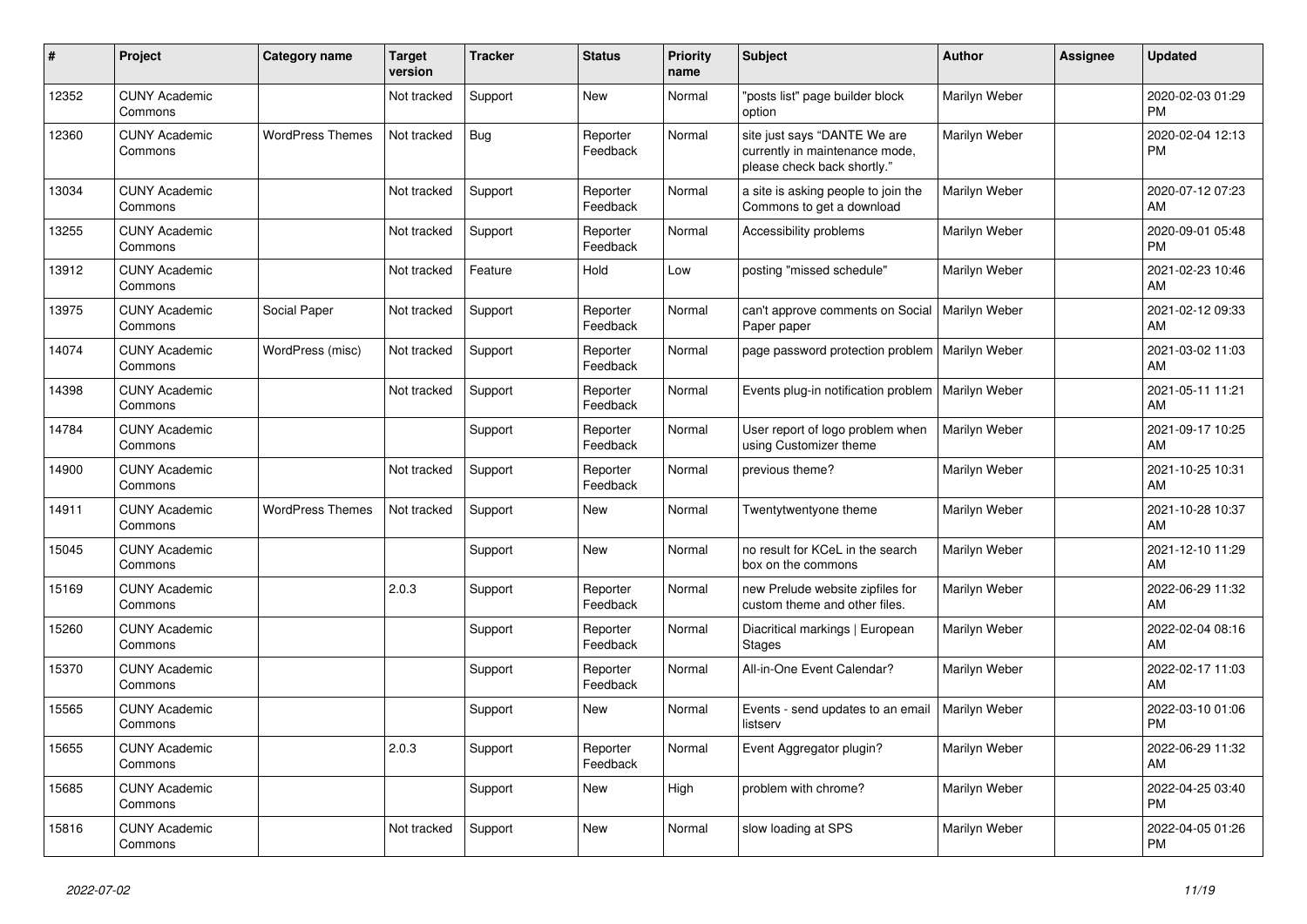| # | Project | Category name | Target version | Tracker | Status | Priority name | Subject | Author | Assignee | Updated |
|---|---|---|---|---|---|---|---|---|---|---|
| 12352 | CUNY Academic Commons | | Not tracked | Support | New | Normal | "posts list" page builder block option | Marilyn Weber | | 2020-02-03 01:29 PM |
| 12360 | CUNY Academic Commons | WordPress Themes | Not tracked | Bug | Reporter Feedback | Normal | site just says "DANTE We are currently in maintenance mode, please check back shortly." | Marilyn Weber | | 2020-02-04 12:13 PM |
| 13034 | CUNY Academic Commons | | Not tracked | Support | Reporter Feedback | Normal | a site is asking people to join the Commons to get a download | Marilyn Weber | | 2020-07-12 07:23 AM |
| 13255 | CUNY Academic Commons | | Not tracked | Support | Reporter Feedback | Normal | Accessibility problems | Marilyn Weber | | 2020-09-01 05:48 PM |
| 13912 | CUNY Academic Commons | | Not tracked | Feature | Hold | Low | posting "missed schedule" | Marilyn Weber | | 2021-02-23 10:46 AM |
| 13975 | CUNY Academic Commons | Social Paper | Not tracked | Support | Reporter Feedback | Normal | can't approve comments on Social Paper paper | Marilyn Weber | | 2021-02-12 09:33 AM |
| 14074 | CUNY Academic Commons | WordPress (misc) | Not tracked | Support | Reporter Feedback | Normal | page password protection problem | Marilyn Weber | | 2021-03-02 11:03 AM |
| 14398 | CUNY Academic Commons | | Not tracked | Support | Reporter Feedback | Normal | Events plug-in notification problem | Marilyn Weber | | 2021-05-11 11:21 AM |
| 14784 | CUNY Academic Commons | | | Support | Reporter Feedback | Normal | User report of logo problem when using Customizer theme | Marilyn Weber | | 2021-09-17 10:25 AM |
| 14900 | CUNY Academic Commons | | Not tracked | Support | Reporter Feedback | Normal | previous theme? | Marilyn Weber | | 2021-10-25 10:31 AM |
| 14911 | CUNY Academic Commons | WordPress Themes | Not tracked | Support | New | Normal | Twentytwentyone theme | Marilyn Weber | | 2021-10-28 10:37 AM |
| 15045 | CUNY Academic Commons | | | Support | New | Normal | no result for KCeL in the search box on the commons | Marilyn Weber | | 2021-12-10 11:29 AM |
| 15169 | CUNY Academic Commons | | 2.0.3 | Support | Reporter Feedback | Normal | new Prelude website zipfiles for custom theme and other files. | Marilyn Weber | | 2022-06-29 11:32 AM |
| 15260 | CUNY Academic Commons | | | Support | Reporter Feedback | Normal | Diacritical markings \| European Stages | Marilyn Weber | | 2022-02-04 08:16 AM |
| 15370 | CUNY Academic Commons | | | Support | Reporter Feedback | Normal | All-in-One Event Calendar? | Marilyn Weber | | 2022-02-17 11:03 AM |
| 15565 | CUNY Academic Commons | | | Support | New | Normal | Events - send updates to an email listserv | Marilyn Weber | | 2022-03-10 01:06 PM |
| 15655 | CUNY Academic Commons | | 2.0.3 | Support | Reporter Feedback | Normal | Event Aggregator plugin? | Marilyn Weber | | 2022-06-29 11:32 AM |
| 15685 | CUNY Academic Commons | | | Support | New | High | problem with chrome? | Marilyn Weber | | 2022-04-25 03:40 PM |
| 15816 | CUNY Academic Commons | | Not tracked | Support | New | Normal | slow loading at SPS | Marilyn Weber | | 2022-04-05 01:26 PM |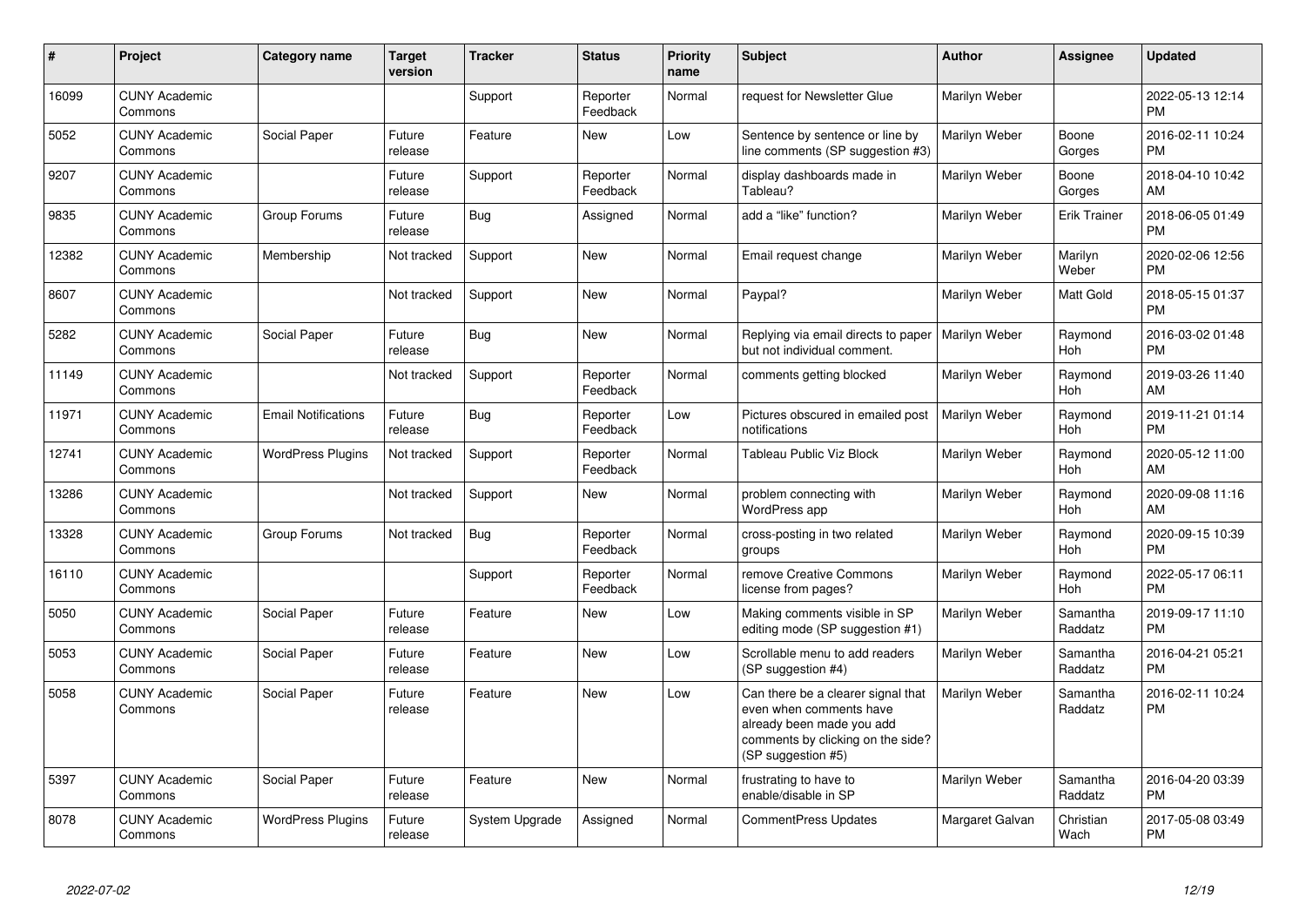| # | Project | Category name | Target version | Tracker | Status | Priority name | Subject | Author | Assignee | Updated |
|---|---|---|---|---|---|---|---|---|---|---|
| 16099 | CUNY Academic Commons | | | Support | Reporter Feedback | Normal | request for Newsletter Glue | Marilyn Weber | | 2022-05-13 12:14 PM |
| 5052 | CUNY Academic Commons | Social Paper | Future release | Feature | New | Low | Sentence by sentence or line by line comments (SP suggestion #3) | Marilyn Weber | Boone Gorges | 2016-02-11 10:24 PM |
| 9207 | CUNY Academic Commons | | Future release | Support | Reporter Feedback | Normal | display dashboards made in Tableau? | Marilyn Weber | Boone Gorges | 2018-04-10 10:42 AM |
| 9835 | CUNY Academic Commons | Group Forums | Future release | Bug | Assigned | Normal | add a "like" function? | Marilyn Weber | Erik Trainer | 2018-06-05 01:49 PM |
| 12382 | CUNY Academic Commons | Membership | Not tracked | Support | New | Normal | Email request change | Marilyn Weber | Marilyn Weber | 2020-02-06 12:56 PM |
| 8607 | CUNY Academic Commons | | Not tracked | Support | New | Normal | Paypal? | Marilyn Weber | Matt Gold | 2018-05-15 01:37 PM |
| 5282 | CUNY Academic Commons | Social Paper | Future release | Bug | New | Normal | Replying via email directs to paper but not individual comment. | Marilyn Weber | Raymond Hoh | 2016-03-02 01:48 PM |
| 11149 | CUNY Academic Commons | | Not tracked | Support | Reporter Feedback | Normal | comments getting blocked | Marilyn Weber | Raymond Hoh | 2019-03-26 11:40 AM |
| 11971 | CUNY Academic Commons | Email Notifications | Future release | Bug | Reporter Feedback | Low | Pictures obscured in emailed post notifications | Marilyn Weber | Raymond Hoh | 2019-11-21 01:14 PM |
| 12741 | CUNY Academic Commons | WordPress Plugins | Not tracked | Support | Reporter Feedback | Normal | Tableau Public Viz Block | Marilyn Weber | Raymond Hoh | 2020-05-12 11:00 AM |
| 13286 | CUNY Academic Commons | | Not tracked | Support | New | Normal | problem connecting with WordPress app | Marilyn Weber | Raymond Hoh | 2020-09-08 11:16 AM |
| 13328 | CUNY Academic Commons | Group Forums | Not tracked | Bug | Reporter Feedback | Normal | cross-posting in two related groups | Marilyn Weber | Raymond Hoh | 2020-09-15 10:39 PM |
| 16110 | CUNY Academic Commons | | | Support | Reporter Feedback | Normal | remove Creative Commons license from pages? | Marilyn Weber | Raymond Hoh | 2022-05-17 06:11 PM |
| 5050 | CUNY Academic Commons | Social Paper | Future release | Feature | New | Low | Making comments visible in SP editing mode (SP suggestion #1) | Marilyn Weber | Samantha Raddatz | 2019-09-17 11:10 PM |
| 5053 | CUNY Academic Commons | Social Paper | Future release | Feature | New | Low | Scrollable menu to add readers (SP suggestion #4) | Marilyn Weber | Samantha Raddatz | 2016-04-21 05:21 PM |
| 5058 | CUNY Academic Commons | Social Paper | Future release | Feature | New | Low | Can there be a clearer signal that even when comments have already been made you add comments by clicking on the side? (SP suggestion #5) | Marilyn Weber | Samantha Raddatz | 2016-02-11 10:24 PM |
| 5397 | CUNY Academic Commons | Social Paper | Future release | Feature | New | Normal | frustrating to have to enable/disable in SP | Marilyn Weber | Samantha Raddatz | 2016-04-20 03:39 PM |
| 8078 | CUNY Academic Commons | WordPress Plugins | Future release | System Upgrade | Assigned | Normal | CommentPress Updates | Margaret Galvan | Christian Wach | 2017-05-08 03:49 PM |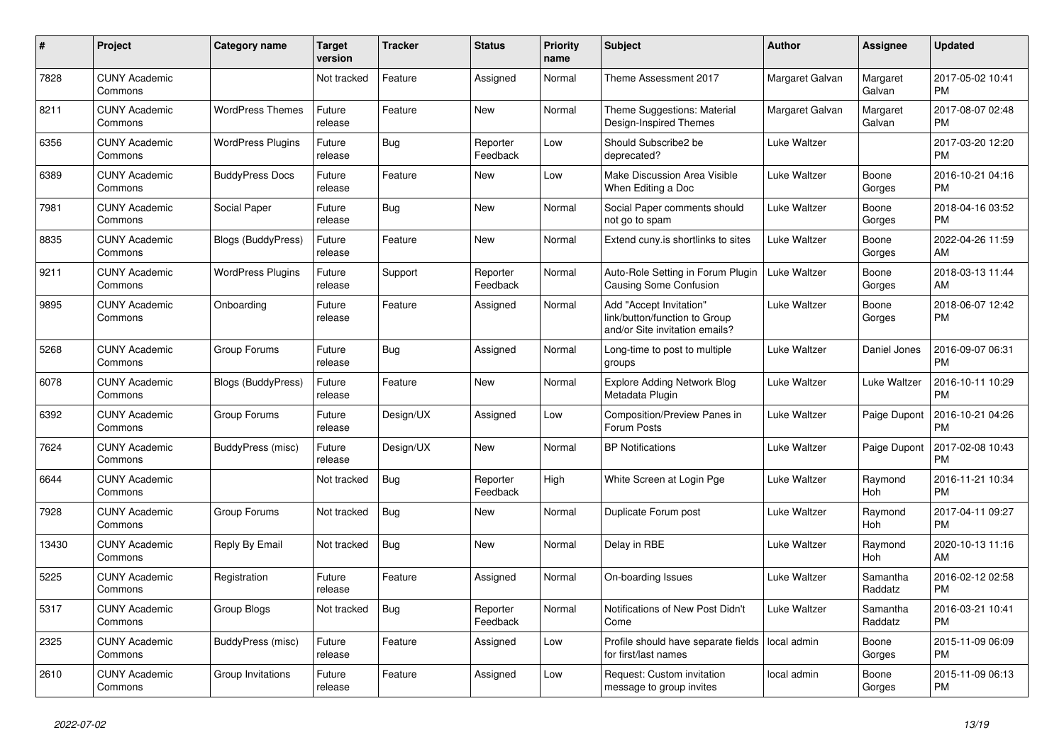| # | Project | Category name | Target version | Tracker | Status | Priority name | Subject | Author | Assignee | Updated |
|---|---|---|---|---|---|---|---|---|---|---|
| 7828 | CUNY Academic Commons | | Not tracked | Feature | Assigned | Normal | Theme Assessment 2017 | Margaret Galvan | Margaret Galvan | 2017-05-02 10:41 PM |
| 8211 | CUNY Academic Commons | WordPress Themes | Future release | Feature | New | Normal | Theme Suggestions: Material Design-Inspired Themes | Margaret Galvan | Margaret Galvan | 2017-08-07 02:48 PM |
| 6356 | CUNY Academic Commons | WordPress Plugins | Future release | Bug | Reporter Feedback | Low | Should Subscribe2 be deprecated? | Luke Waltzer | | 2017-03-20 12:20 PM |
| 6389 | CUNY Academic Commons | BuddyPress Docs | Future release | Feature | New | Low | Make Discussion Area Visible When Editing a Doc | Luke Waltzer | Boone Gorges | 2016-10-21 04:16 PM |
| 7981 | CUNY Academic Commons | Social Paper | Future release | Bug | New | Normal | Social Paper comments should not go to spam | Luke Waltzer | Boone Gorges | 2018-04-16 03:52 PM |
| 8835 | CUNY Academic Commons | Blogs (BuddyPress) | Future release | Feature | New | Normal | Extend cuny.is shortlinks to sites | Luke Waltzer | Boone Gorges | 2022-04-26 11:59 AM |
| 9211 | CUNY Academic Commons | WordPress Plugins | Future release | Support | Reporter Feedback | Normal | Auto-Role Setting in Forum Plugin Causing Some Confusion | Luke Waltzer | Boone Gorges | 2018-03-13 11:44 AM |
| 9895 | CUNY Academic Commons | Onboarding | Future release | Feature | Assigned | Normal | Add "Accept Invitation" link/button/function to Group and/or Site invitation emails? | Luke Waltzer | Boone Gorges | 2018-06-07 12:42 PM |
| 5268 | CUNY Academic Commons | Group Forums | Future release | Bug | Assigned | Normal | Long-time to post to multiple groups | Luke Waltzer | Daniel Jones | 2016-09-07 06:31 PM |
| 6078 | CUNY Academic Commons | Blogs (BuddyPress) | Future release | Feature | New | Normal | Explore Adding Network Blog Metadata Plugin | Luke Waltzer | Luke Waltzer | 2016-10-11 10:29 PM |
| 6392 | CUNY Academic Commons | Group Forums | Future release | Design/UX | Assigned | Low | Composition/Preview Panes in Forum Posts | Luke Waltzer | Paige Dupont | 2016-10-21 04:26 PM |
| 7624 | CUNY Academic Commons | BuddyPress (misc) | Future release | Design/UX | New | Normal | BP Notifications | Luke Waltzer | Paige Dupont | 2017-02-08 10:43 PM |
| 6644 | CUNY Academic Commons | | Not tracked | Bug | Reporter Feedback | High | White Screen at Login Pge | Luke Waltzer | Raymond Hoh | 2016-11-21 10:34 PM |
| 7928 | CUNY Academic Commons | Group Forums | Not tracked | Bug | New | Normal | Duplicate Forum post | Luke Waltzer | Raymond Hoh | 2017-04-11 09:27 PM |
| 13430 | CUNY Academic Commons | Reply By Email | Not tracked | Bug | New | Normal | Delay in RBE | Luke Waltzer | Raymond Hoh | 2020-10-13 11:16 AM |
| 5225 | CUNY Academic Commons | Registration | Future release | Feature | Assigned | Normal | On-boarding Issues | Luke Waltzer | Samantha Raddatz | 2016-02-12 02:58 PM |
| 5317 | CUNY Academic Commons | Group Blogs | Not tracked | Bug | Reporter Feedback | Normal | Notifications of New Post Didn't Come | Luke Waltzer | Samantha Raddatz | 2016-03-21 10:41 PM |
| 2325 | CUNY Academic Commons | BuddyPress (misc) | Future release | Feature | Assigned | Low | Profile should have separate fields for first/last names | local admin | Boone Gorges | 2015-11-09 06:09 PM |
| 2610 | CUNY Academic Commons | Group Invitations | Future release | Feature | Assigned | Low | Request: Custom invitation message to group invites | local admin | Boone Gorges | 2015-11-09 06:13 PM |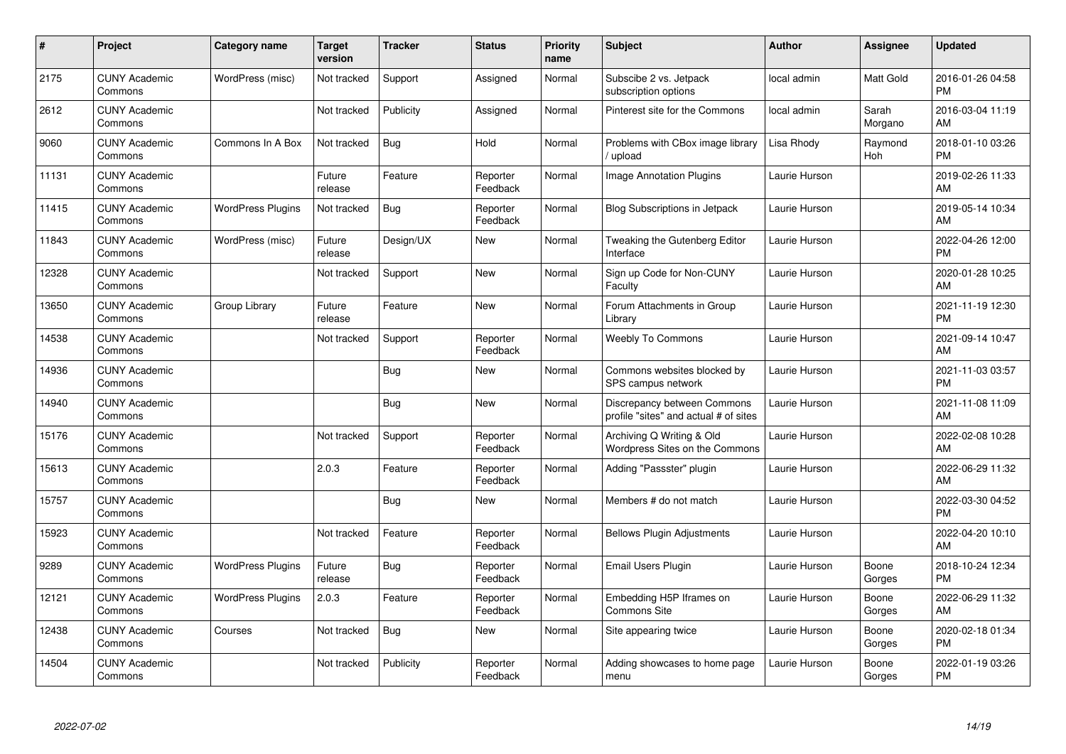| # | Project | Category name | Target version | Tracker | Status | Priority name | Subject | Author | Assignee | Updated |
|---|---|---|---|---|---|---|---|---|---|---|
| 2175 | CUNY Academic Commons | WordPress (misc) | Not tracked | Support | Assigned | Normal | Subscibe 2 vs. Jetpack subscription options | local admin | Matt Gold | 2016-01-26 04:58 PM |
| 2612 | CUNY Academic Commons | | Not tracked | Publicity | Assigned | Normal | Pinterest site for the Commons | local admin | Sarah Morgano | 2016-03-04 11:19 AM |
| 9060 | CUNY Academic Commons | Commons In A Box | Not tracked | Bug | Hold | Normal | Problems with CBox image library / upload | Lisa Rhody | Raymond Hoh | 2018-01-10 03:26 PM |
| 11131 | CUNY Academic Commons | | Future release | Feature | Reporter Feedback | Normal | Image Annotation Plugins | Laurie Hurson | | 2019-02-26 11:33 AM |
| 11415 | CUNY Academic Commons | WordPress Plugins | Not tracked | Bug | Reporter Feedback | Normal | Blog Subscriptions in Jetpack | Laurie Hurson | | 2019-05-14 10:34 AM |
| 11843 | CUNY Academic Commons | WordPress (misc) | Future release | Design/UX | New | Normal | Tweaking the Gutenberg Editor Interface | Laurie Hurson | | 2022-04-26 12:00 PM |
| 12328 | CUNY Academic Commons | | Not tracked | Support | New | Normal | Sign up Code for Non-CUNY Faculty | Laurie Hurson | | 2020-01-28 10:25 AM |
| 13650 | CUNY Academic Commons | Group Library | Future release | Feature | New | Normal | Forum Attachments in Group Library | Laurie Hurson | | 2021-11-19 12:30 PM |
| 14538 | CUNY Academic Commons | | Not tracked | Support | Reporter Feedback | Normal | Weebly To Commons | Laurie Hurson | | 2021-09-14 10:47 AM |
| 14936 | CUNY Academic Commons | | | Bug | New | Normal | Commons websites blocked by SPS campus network | Laurie Hurson | | 2021-11-03 03:57 PM |
| 14940 | CUNY Academic Commons | | | Bug | New | Normal | Discrepancy between Commons profile "sites" and actual # of sites | Laurie Hurson | | 2021-11-08 11:09 AM |
| 15176 | CUNY Academic Commons | | Not tracked | Support | Reporter Feedback | Normal | Archiving Q Writing & Old Wordpress Sites on the Commons | Laurie Hurson | | 2022-02-08 10:28 AM |
| 15613 | CUNY Academic Commons | | 2.0.3 | Feature | Reporter Feedback | Normal | Adding "Passster" plugin | Laurie Hurson | | 2022-06-29 11:32 AM |
| 15757 | CUNY Academic Commons | | | Bug | New | Normal | Members # do not match | Laurie Hurson | | 2022-03-30 04:52 PM |
| 15923 | CUNY Academic Commons | | Not tracked | Feature | Reporter Feedback | Normal | Bellows Plugin Adjustments | Laurie Hurson | | 2022-04-20 10:10 AM |
| 9289 | CUNY Academic Commons | WordPress Plugins | Future release | Bug | Reporter Feedback | Normal | Email Users Plugin | Laurie Hurson | Boone Gorges | 2018-10-24 12:34 PM |
| 12121 | CUNY Academic Commons | WordPress Plugins | 2.0.3 | Feature | Reporter Feedback | Normal | Embedding H5P Iframes on Commons Site | Laurie Hurson | Boone Gorges | 2022-06-29 11:32 AM |
| 12438 | CUNY Academic Commons | Courses | Not tracked | Bug | New | Normal | Site appearing twice | Laurie Hurson | Boone Gorges | 2020-02-18 01:34 PM |
| 14504 | CUNY Academic Commons | | Not tracked | Publicity | Reporter Feedback | Normal | Adding showcases to home page menu | Laurie Hurson | Boone Gorges | 2022-01-19 03:26 PM |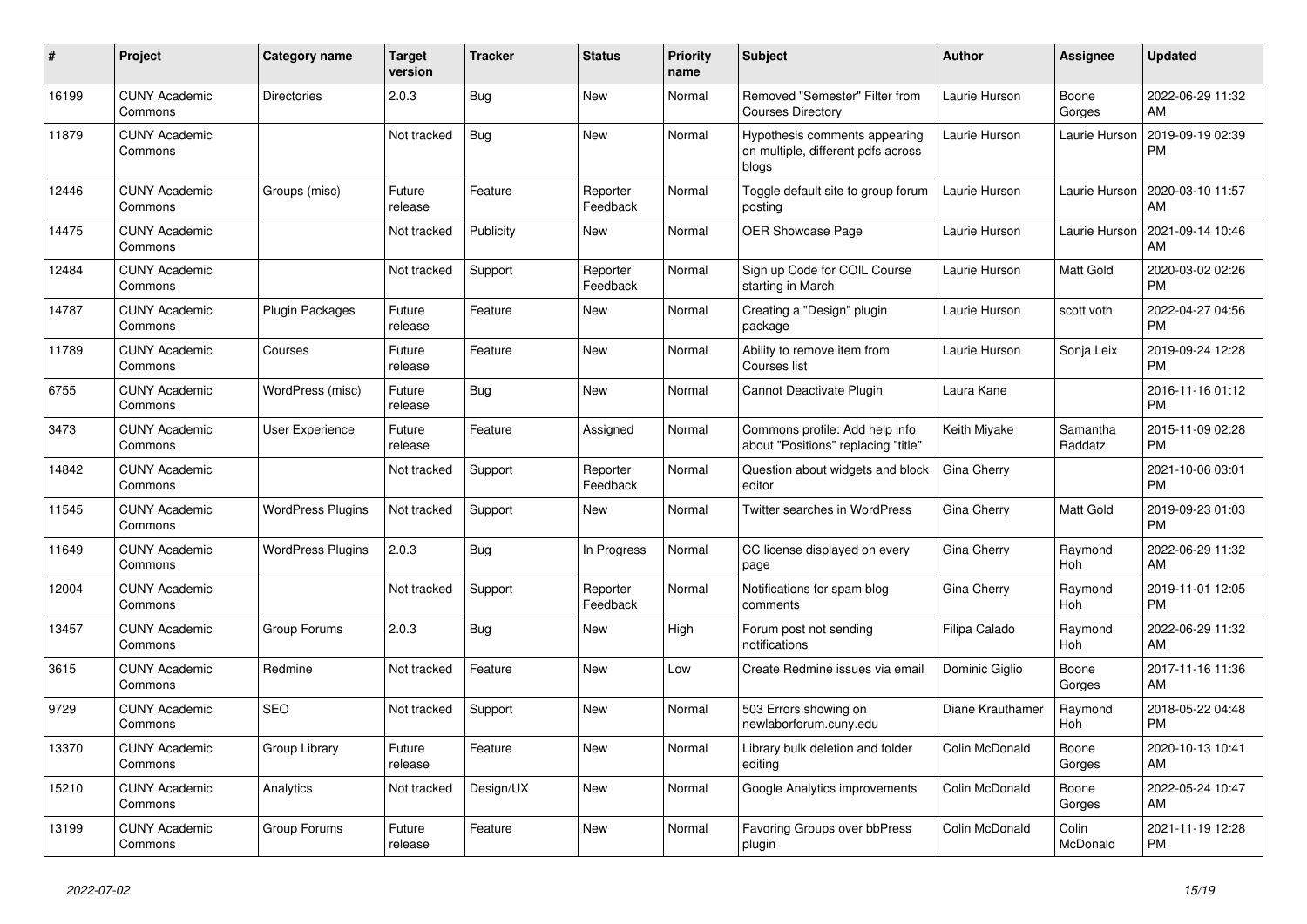| # | Project | Category name | Target version | Tracker | Status | Priority name | Subject | Author | Assignee | Updated |
|---|---|---|---|---|---|---|---|---|---|---|
| 16199 | CUNY Academic Commons | Directories | 2.0.3 | Bug | New | Normal | Removed "Semester" Filter from Courses Directory | Laurie Hurson | Boone Gorges | 2022-06-29 11:32 AM |
| 11879 | CUNY Academic Commons | | Not tracked | Bug | New | Normal | Hypothesis comments appearing on multiple, different pdfs across blogs | Laurie Hurson | Laurie Hurson | 2019-09-19 02:39 PM |
| 12446 | CUNY Academic Commons | Groups (misc) | Future release | Feature | Reporter Feedback | Normal | Toggle default site to group forum posting | Laurie Hurson | Laurie Hurson | 2020-03-10 11:57 AM |
| 14475 | CUNY Academic Commons | | Not tracked | Publicity | New | Normal | OER Showcase Page | Laurie Hurson | Laurie Hurson | 2021-09-14 10:46 AM |
| 12484 | CUNY Academic Commons | | Not tracked | Support | Reporter Feedback | Normal | Sign up Code for COIL Course starting in March | Laurie Hurson | Matt Gold | 2020-03-02 02:26 PM |
| 14787 | CUNY Academic Commons | Plugin Packages | Future release | Feature | New | Normal | Creating a "Design" plugin package | Laurie Hurson | scott voth | 2022-04-27 04:56 PM |
| 11789 | CUNY Academic Commons | Courses | Future release | Feature | New | Normal | Ability to remove item from Courses list | Laurie Hurson | Sonja Leix | 2019-09-24 12:28 PM |
| 6755 | CUNY Academic Commons | WordPress (misc) | Future release | Bug | New | Normal | Cannot Deactivate Plugin | Laura Kane | | 2016-11-16 01:12 PM |
| 3473 | CUNY Academic Commons | User Experience | Future release | Feature | Assigned | Normal | Commons profile: Add help info about "Positions" replacing "title" | Keith Miyake | Samantha Raddatz | 2015-11-09 02:28 PM |
| 14842 | CUNY Academic Commons | | Not tracked | Support | Reporter Feedback | Normal | Question about widgets and block editor | Gina Cherry | | 2021-10-06 03:01 PM |
| 11545 | CUNY Academic Commons | WordPress Plugins | Not tracked | Support | New | Normal | Twitter searches in WordPress | Gina Cherry | Matt Gold | 2019-09-23 01:03 PM |
| 11649 | CUNY Academic Commons | WordPress Plugins | 2.0.3 | Bug | In Progress | Normal | CC license displayed on every page | Gina Cherry | Raymond Hoh | 2022-06-29 11:32 AM |
| 12004 | CUNY Academic Commons | | Not tracked | Support | Reporter Feedback | Normal | Notifications for spam blog comments | Gina Cherry | Raymond Hoh | 2019-11-01 12:05 PM |
| 13457 | CUNY Academic Commons | Group Forums | 2.0.3 | Bug | New | High | Forum post not sending notifications | Filipa Calado | Raymond Hoh | 2022-06-29 11:32 AM |
| 3615 | CUNY Academic Commons | Redmine | Not tracked | Feature | New | Low | Create Redmine issues via email | Dominic Giglio | Boone Gorges | 2017-11-16 11:36 AM |
| 9729 | CUNY Academic Commons | SEO | Not tracked | Support | New | Normal | 503 Errors showing on newlaborforum.cuny.edu | Diane Krauthamer | Raymond Hoh | 2018-05-22 04:48 PM |
| 13370 | CUNY Academic Commons | Group Library | Future release | Feature | New | Normal | Library bulk deletion and folder editing | Colin McDonald | Boone Gorges | 2020-10-13 10:41 AM |
| 15210 | CUNY Academic Commons | Analytics | Not tracked | Design/UX | New | Normal | Google Analytics improvements | Colin McDonald | Boone Gorges | 2022-05-24 10:47 AM |
| 13199 | CUNY Academic Commons | Group Forums | Future release | Feature | New | Normal | Favoring Groups over bbPress plugin | Colin McDonald | Colin McDonald | 2021-11-19 12:28 PM |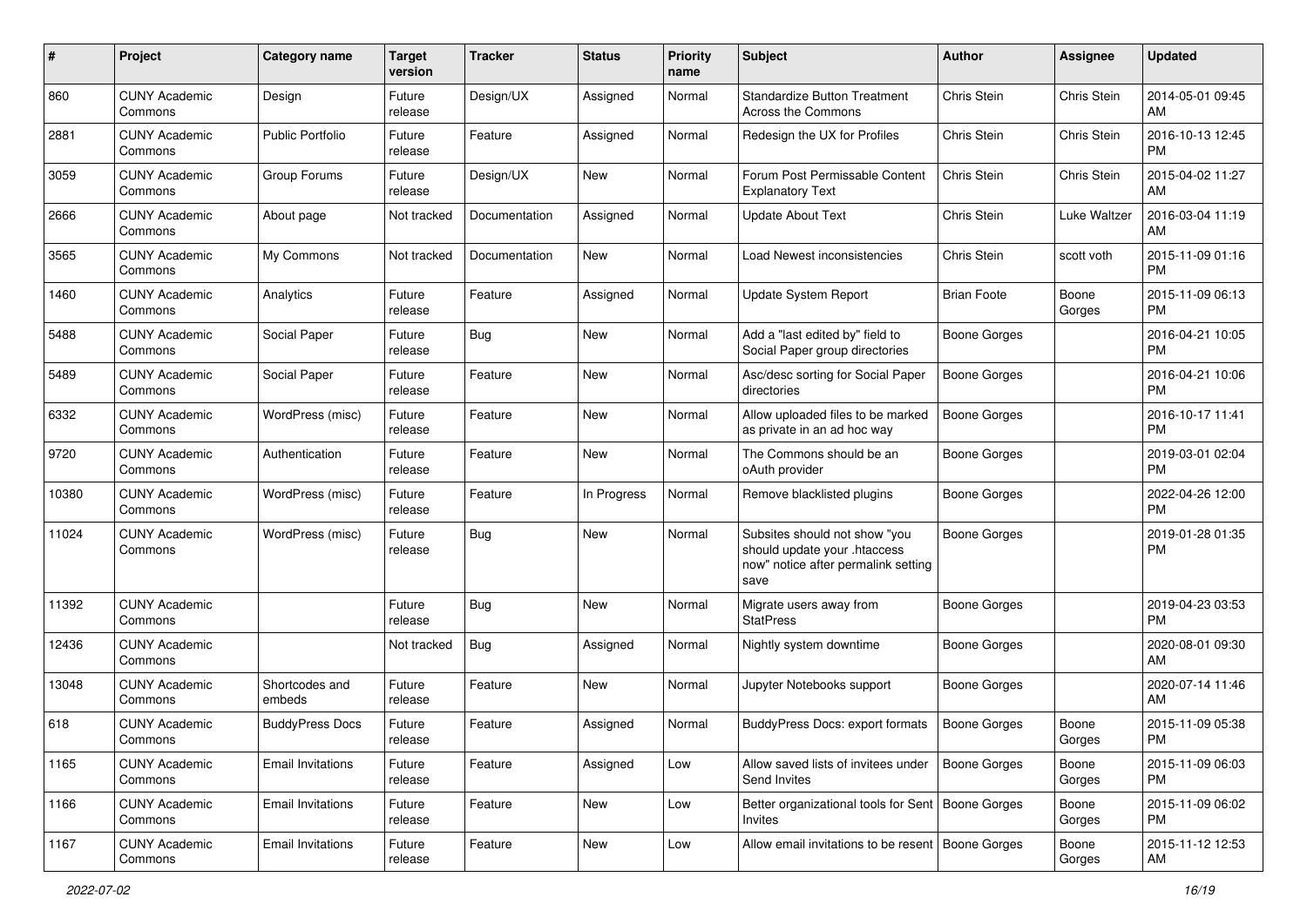| # | Project | Category name | Target version | Tracker | Status | Priority name | Subject | Author | Assignee | Updated |
|---|---|---|---|---|---|---|---|---|---|---|
| 860 | CUNY Academic Commons | Design | Future release | Design/UX | Assigned | Normal | Standardize Button Treatment Across the Commons | Chris Stein | Chris Stein | 2014-05-01 09:45 AM |
| 2881 | CUNY Academic Commons | Public Portfolio | Future release | Feature | Assigned | Normal | Redesign the UX for Profiles | Chris Stein | Chris Stein | 2016-10-13 12:45 PM |
| 3059 | CUNY Academic Commons | Group Forums | Future release | Design/UX | New | Normal | Forum Post Permissable Content Explanatory Text | Chris Stein | Chris Stein | 2015-04-02 11:27 AM |
| 2666 | CUNY Academic Commons | About page | Not tracked | Documentation | Assigned | Normal | Update About Text | Chris Stein | Luke Waltzer | 2016-03-04 11:19 AM |
| 3565 | CUNY Academic Commons | My Commons | Not tracked | Documentation | New | Normal | Load Newest inconsistencies | Chris Stein | scott voth | 2015-11-09 01:16 PM |
| 1460 | CUNY Academic Commons | Analytics | Future release | Feature | Assigned | Normal | Update System Report | Brian Foote | Boone Gorges | 2015-11-09 06:13 PM |
| 5488 | CUNY Academic Commons | Social Paper | Future release | Bug | New | Normal | Add a "last edited by" field to Social Paper group directories | Boone Gorges | | 2016-04-21 10:05 PM |
| 5489 | CUNY Academic Commons | Social Paper | Future release | Feature | New | Normal | Asc/desc sorting for Social Paper directories | Boone Gorges | | 2016-04-21 10:06 PM |
| 6332 | CUNY Academic Commons | WordPress (misc) | Future release | Feature | New | Normal | Allow uploaded files to be marked as private in an ad hoc way | Boone Gorges | | 2016-10-17 11:41 PM |
| 9720 | CUNY Academic Commons | Authentication | Future release | Feature | New | Normal | The Commons should be an oAuth provider | Boone Gorges | | 2019-03-01 02:04 PM |
| 10380 | CUNY Academic Commons | WordPress (misc) | Future release | Feature | In Progress | Normal | Remove blacklisted plugins | Boone Gorges | | 2022-04-26 12:00 PM |
| 11024 | CUNY Academic Commons | WordPress (misc) | Future release | Bug | New | Normal | Subsites should not show "you should update your .htaccess now" notice after permalink setting save | Boone Gorges | | 2019-01-28 01:35 PM |
| 11392 | CUNY Academic Commons | | Future release | Bug | New | Normal | Migrate users away from StatPress | Boone Gorges | | 2019-04-23 03:53 PM |
| 12436 | CUNY Academic Commons | | Not tracked | Bug | Assigned | Normal | Nightly system downtime | Boone Gorges | | 2020-08-01 09:30 AM |
| 13048 | CUNY Academic Commons | Shortcodes and embeds | Future release | Feature | New | Normal | Jupyter Notebooks support | Boone Gorges | | 2020-07-14 11:46 AM |
| 618 | CUNY Academic Commons | BuddyPress Docs | Future release | Feature | Assigned | Normal | BuddyPress Docs: export formats | Boone Gorges | Boone Gorges | 2015-11-09 05:38 PM |
| 1165 | CUNY Academic Commons | Email Invitations | Future release | Feature | Assigned | Low | Allow saved lists of invitees under Send Invites | Boone Gorges | Boone Gorges | 2015-11-09 06:03 PM |
| 1166 | CUNY Academic Commons | Email Invitations | Future release | Feature | New | Low | Better organizational tools for Sent Invites | Boone Gorges | Boone Gorges | 2015-11-09 06:02 PM |
| 1167 | CUNY Academic Commons | Email Invitations | Future release | Feature | New | Low | Allow email invitations to be resent | Boone Gorges | Boone Gorges | 2015-11-12 12:53 AM |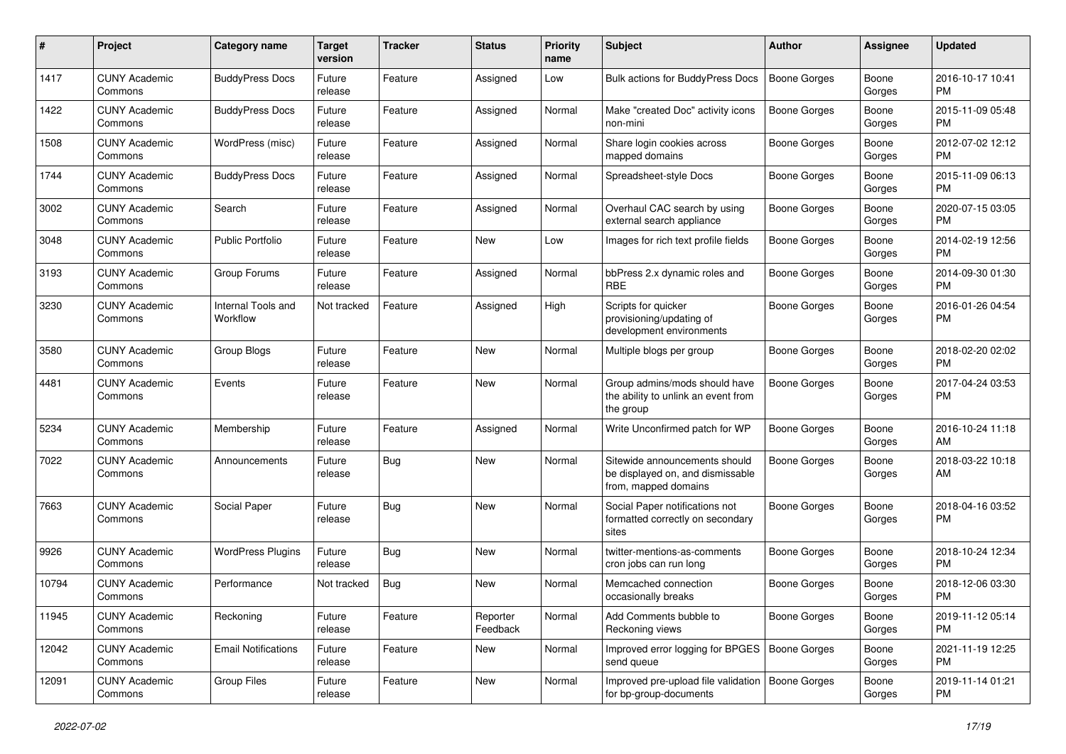| # | Project | Category name | Target version | Tracker | Status | Priority name | Subject | Author | Assignee | Updated |
|---|---|---|---|---|---|---|---|---|---|---|
| 1417 | CUNY Academic Commons | BuddyPress Docs | Future release | Feature | Assigned | Low | Bulk actions for BuddyPress Docs | Boone Gorges | Boone Gorges | 2016-10-17 10:41 PM |
| 1422 | CUNY Academic Commons | BuddyPress Docs | Future release | Feature | Assigned | Normal | Make "created Doc" activity icons non-mini | Boone Gorges | Boone Gorges | 2015-11-09 05:48 PM |
| 1508 | CUNY Academic Commons | WordPress (misc) | Future release | Feature | Assigned | Normal | Share login cookies across mapped domains | Boone Gorges | Boone Gorges | 2012-07-02 12:12 PM |
| 1744 | CUNY Academic Commons | BuddyPress Docs | Future release | Feature | Assigned | Normal | Spreadsheet-style Docs | Boone Gorges | Boone Gorges | 2015-11-09 06:13 PM |
| 3002 | CUNY Academic Commons | Search | Future release | Feature | Assigned | Normal | Overhaul CAC search by using external search appliance | Boone Gorges | Boone Gorges | 2020-07-15 03:05 PM |
| 3048 | CUNY Academic Commons | Public Portfolio | Future release | Feature | New | Low | Images for rich text profile fields | Boone Gorges | Boone Gorges | 2014-02-19 12:56 PM |
| 3193 | CUNY Academic Commons | Group Forums | Future release | Feature | Assigned | Normal | bbPress 2.x dynamic roles and RBE | Boone Gorges | Boone Gorges | 2014-09-30 01:30 PM |
| 3230 | CUNY Academic Commons | Internal Tools and Workflow | Not tracked | Feature | Assigned | High | Scripts for quicker provisioning/updating of development environments | Boone Gorges | Boone Gorges | 2016-01-26 04:54 PM |
| 3580 | CUNY Academic Commons | Group Blogs | Future release | Feature | New | Normal | Multiple blogs per group | Boone Gorges | Boone Gorges | 2018-02-20 02:02 PM |
| 4481 | CUNY Academic Commons | Events | Future release | Feature | New | Normal | Group admins/mods should have the ability to unlink an event from the group | Boone Gorges | Boone Gorges | 2017-04-24 03:53 PM |
| 5234 | CUNY Academic Commons | Membership | Future release | Feature | Assigned | Normal | Write Unconfirmed patch for WP | Boone Gorges | Boone Gorges | 2016-10-24 11:18 AM |
| 7022 | CUNY Academic Commons | Announcements | Future release | Bug | New | Normal | Sitewide announcements should be displayed on, and dismissable from, mapped domains | Boone Gorges | Boone Gorges | 2018-03-22 10:18 AM |
| 7663 | CUNY Academic Commons | Social Paper | Future release | Bug | New | Normal | Social Paper notifications not formatted correctly on secondary sites | Boone Gorges | Boone Gorges | 2018-04-16 03:52 PM |
| 9926 | CUNY Academic Commons | WordPress Plugins | Future release | Bug | New | Normal | twitter-mentions-as-comments cron jobs can run long | Boone Gorges | Boone Gorges | 2018-10-24 12:34 PM |
| 10794 | CUNY Academic Commons | Performance | Not tracked | Bug | New | Normal | Memcached connection occasionally breaks | Boone Gorges | Boone Gorges | 2018-12-06 03:30 PM |
| 11945 | CUNY Academic Commons | Reckoning | Future release | Feature | Reporter Feedback | Normal | Add Comments bubble to Reckoning views | Boone Gorges | Boone Gorges | 2019-11-12 05:14 PM |
| 12042 | CUNY Academic Commons | Email Notifications | Future release | Feature | New | Normal | Improved error logging for BPGES send queue | Boone Gorges | Boone Gorges | 2021-11-19 12:25 PM |
| 12091 | CUNY Academic Commons | Group Files | Future release | Feature | New | Normal | Improved pre-upload file validation for bp-group-documents | Boone Gorges | Boone Gorges | 2019-11-14 01:21 PM |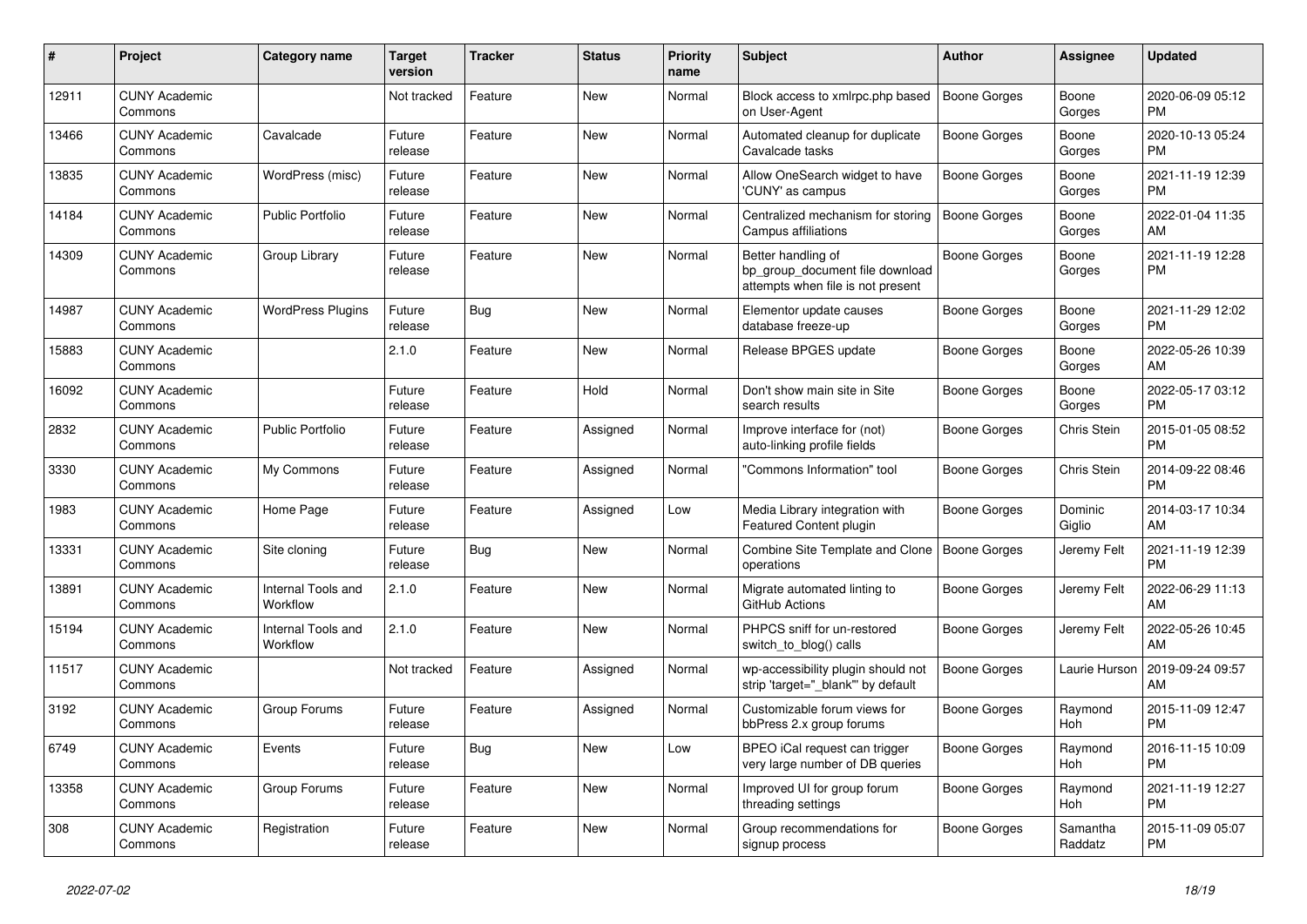| # | Project | Category name | Target version | Tracker | Status | Priority name | Subject | Author | Assignee | Updated |
|---|---|---|---|---|---|---|---|---|---|---|
| 12911 | CUNY Academic Commons | | Not tracked | Feature | New | Normal | Block access to xmlrpc.php based on User-Agent | Boone Gorges | Boone Gorges | 2020-06-09 05:12 PM |
| 13466 | CUNY Academic Commons | Cavalcade | Future release | Feature | New | Normal | Automated cleanup for duplicate Cavalcade tasks | Boone Gorges | Boone Gorges | 2020-10-13 05:24 PM |
| 13835 | CUNY Academic Commons | WordPress (misc) | Future release | Feature | New | Normal | Allow OneSearch widget to have 'CUNY' as campus | Boone Gorges | Boone Gorges | 2021-11-19 12:39 PM |
| 14184 | CUNY Academic Commons | Public Portfolio | Future release | Feature | New | Normal | Centralized mechanism for storing Campus affiliations | Boone Gorges | Boone Gorges | 2022-01-04 11:35 AM |
| 14309 | CUNY Academic Commons | Group Library | Future release | Feature | New | Normal | Better handling of bp_group_document file download attempts when file is not present | Boone Gorges | Boone Gorges | 2021-11-19 12:28 PM |
| 14987 | CUNY Academic Commons | WordPress Plugins | Future release | Bug | New | Normal | Elementor update causes database freeze-up | Boone Gorges | Boone Gorges | 2021-11-29 12:02 PM |
| 15883 | CUNY Academic Commons | | 2.1.0 | Feature | New | Normal | Release BPGES update | Boone Gorges | Boone Gorges | 2022-05-26 10:39 AM |
| 16092 | CUNY Academic Commons | | Future release | Feature | Hold | Normal | Don't show main site in Site search results | Boone Gorges | Boone Gorges | 2022-05-17 03:12 PM |
| 2832 | CUNY Academic Commons | Public Portfolio | Future release | Feature | Assigned | Normal | Improve interface for (not) auto-linking profile fields | Boone Gorges | Chris Stein | 2015-01-05 08:52 PM |
| 3330 | CUNY Academic Commons | My Commons | Future release | Feature | Assigned | Normal | "Commons Information" tool | Boone Gorges | Chris Stein | 2014-09-22 08:46 PM |
| 1983 | CUNY Academic Commons | Home Page | Future release | Feature | Assigned | Low | Media Library integration with Featured Content plugin | Boone Gorges | Dominic Giglio | 2014-03-17 10:34 AM |
| 13331 | CUNY Academic Commons | Site cloning | Future release | Bug | New | Normal | Combine Site Template and Clone operations | Boone Gorges | Jeremy Felt | 2021-11-19 12:39 PM |
| 13891 | CUNY Academic Commons | Internal Tools and Workflow | 2.1.0 | Feature | New | Normal | Migrate automated linting to GitHub Actions | Boone Gorges | Jeremy Felt | 2022-06-29 11:13 AM |
| 15194 | CUNY Academic Commons | Internal Tools and Workflow | 2.1.0 | Feature | New | Normal | PHPCS sniff for un-restored switch_to_blog() calls | Boone Gorges | Jeremy Felt | 2022-05-26 10:45 AM |
| 11517 | CUNY Academic Commons | | Not tracked | Feature | Assigned | Normal | wp-accessibility plugin should not strip 'target="_blank"' by default | Boone Gorges | Laurie Hurson | 2019-09-24 09:57 AM |
| 3192 | CUNY Academic Commons | Group Forums | Future release | Feature | Assigned | Normal | Customizable forum views for bbPress 2.x group forums | Boone Gorges | Raymond Hoh | 2015-11-09 12:47 PM |
| 6749 | CUNY Academic Commons | Events | Future release | Bug | New | Low | BPEO iCal request can trigger very large number of DB queries | Boone Gorges | Raymond Hoh | 2016-11-15 10:09 PM |
| 13358 | CUNY Academic Commons | Group Forums | Future release | Feature | New | Normal | Improved UI for group forum threading settings | Boone Gorges | Raymond Hoh | 2021-11-19 12:27 PM |
| 308 | CUNY Academic Commons | Registration | Future release | Feature | New | Normal | Group recommendations for signup process | Boone Gorges | Samantha Raddatz | 2015-11-09 05:07 PM |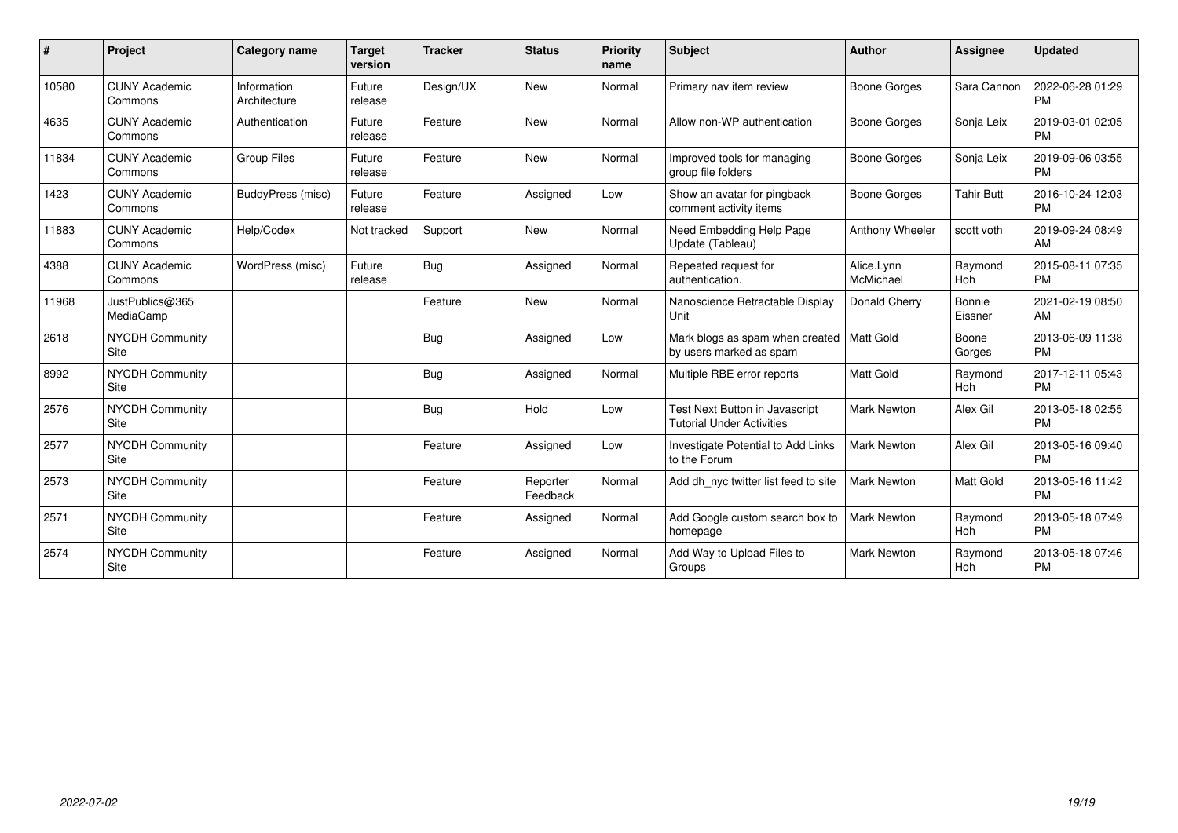| # | Project | Category name | Target version | Tracker | Status | Priority name | Subject | Author | Assignee | Updated |
|---|---|---|---|---|---|---|---|---|---|---|
| 10580 | CUNY Academic Commons | Information Architecture | Future release | Design/UX | New | Normal | Primary nav item review | Boone Gorges | Sara Cannon | 2022-06-28 01:29 PM |
| 4635 | CUNY Academic Commons | Authentication | Future release | Feature | New | Normal | Allow non-WP authentication | Boone Gorges | Sonja Leix | 2019-03-01 02:05 PM |
| 11834 | CUNY Academic Commons | Group Files | Future release | Feature | New | Normal | Improved tools for managing group file folders | Boone Gorges | Sonja Leix | 2019-09-06 03:55 PM |
| 1423 | CUNY Academic Commons | BuddyPress (misc) | Future release | Feature | Assigned | Low | Show an avatar for pingback comment activity items | Boone Gorges | Tahir Butt | 2016-10-24 12:03 PM |
| 11883 | CUNY Academic Commons | Help/Codex | Not tracked | Support | New | Normal | Need Embedding Help Page Update (Tableau) | Anthony Wheeler | scott voth | 2019-09-24 08:49 AM |
| 4388 | CUNY Academic Commons | WordPress (misc) | Future release | Bug | Assigned | Normal | Repeated request for authentication. | Alice.Lynn McMichael | Raymond Hoh | 2015-08-11 07:35 PM |
| 11968 | JustPublics@365 MediaCamp | | | Feature | New | Normal | Nanoscience Retractable Display Unit | Donald Cherry | Bonnie Eissner | 2021-02-19 08:50 AM |
| 2618 | NYCDH Community Site | | | Bug | Assigned | Low | Mark blogs as spam when created by users marked as spam | Matt Gold | Boone Gorges | 2013-06-09 11:38 PM |
| 8992 | NYCDH Community Site | | | Bug | Assigned | Normal | Multiple RBE error reports | Matt Gold | Raymond Hoh | 2017-12-11 05:43 PM |
| 2576 | NYCDH Community Site | | | Bug | Hold | Low | Test Next Button in Javascript Tutorial Under Activities | Mark Newton | Alex Gil | 2013-05-18 02:55 PM |
| 2577 | NYCDH Community Site | | | Feature | Assigned | Low | Investigate Potential to Add Links to the Forum | Mark Newton | Alex Gil | 2013-05-16 09:40 PM |
| 2573 | NYCDH Community Site | | | Feature | Reporter Feedback | Normal | Add dh_nyc twitter list feed to site | Mark Newton | Matt Gold | 2013-05-16 11:42 PM |
| 2571 | NYCDH Community Site | | | Feature | Assigned | Normal | Add Google custom search box to homepage | Mark Newton | Raymond Hoh | 2013-05-18 07:49 PM |
| 2574 | NYCDH Community Site | | | Feature | Assigned | Normal | Add Way to Upload Files to Groups | Mark Newton | Raymond Hoh | 2013-05-18 07:46 PM |